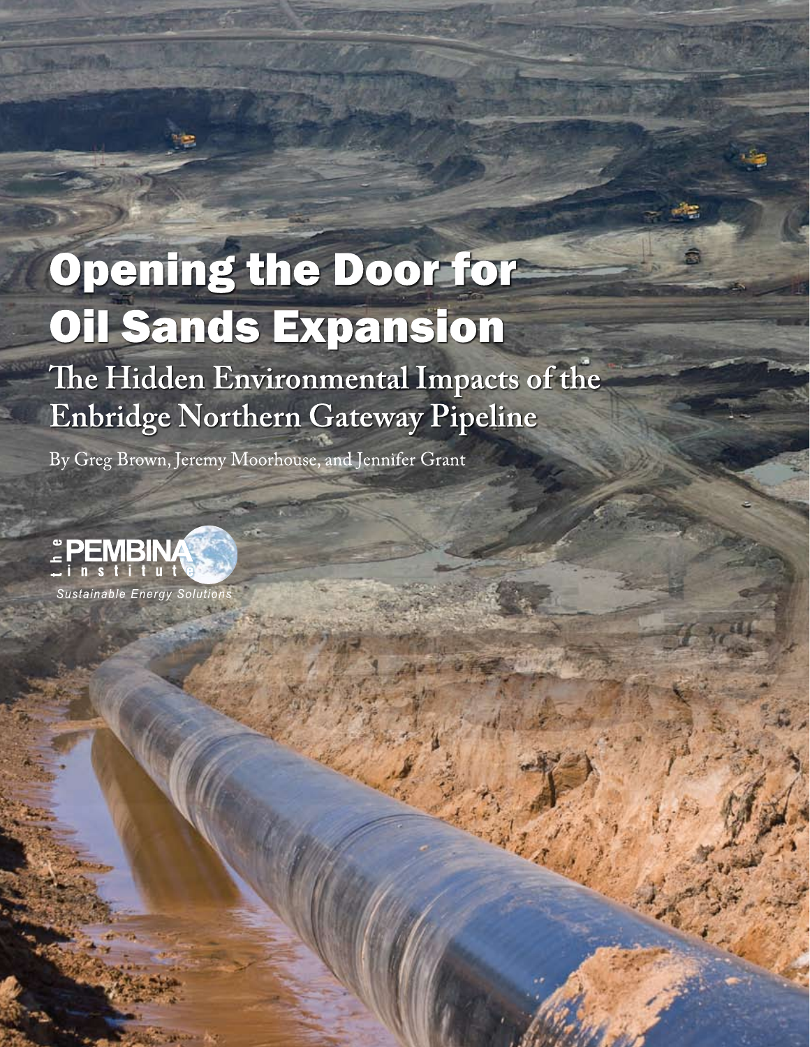# Opening the Door for Oil Sands Expansion

## The Hidden Environmental Impacts of the Enbridge Northern Gateway Pipeline

By Greg Brown, Jeremy Moorhouse, and Jennifer Grant

the PEMBINA institute

*Sustainable Energy Solutions*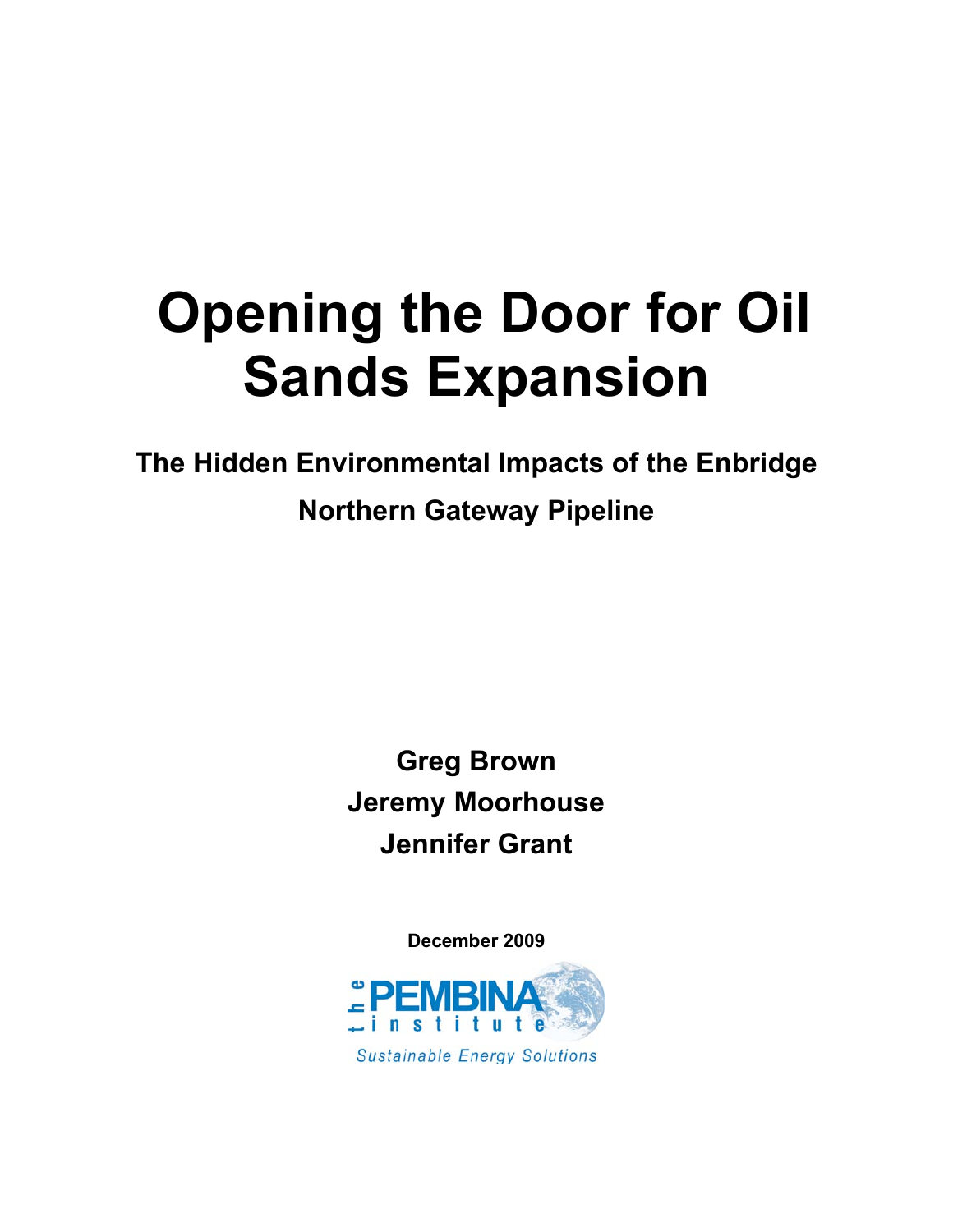# Opening the Door for Oil Sands Expansion

## The Hidden Environmental Impacts of the Enbridge Northern Gateway Pipeline

**Greg Brown**
**Jeremy Moorhouse**
**Jennifer Grant**

**December 2009**

the PEMBINA institute
*Sustainable Energy Solutions*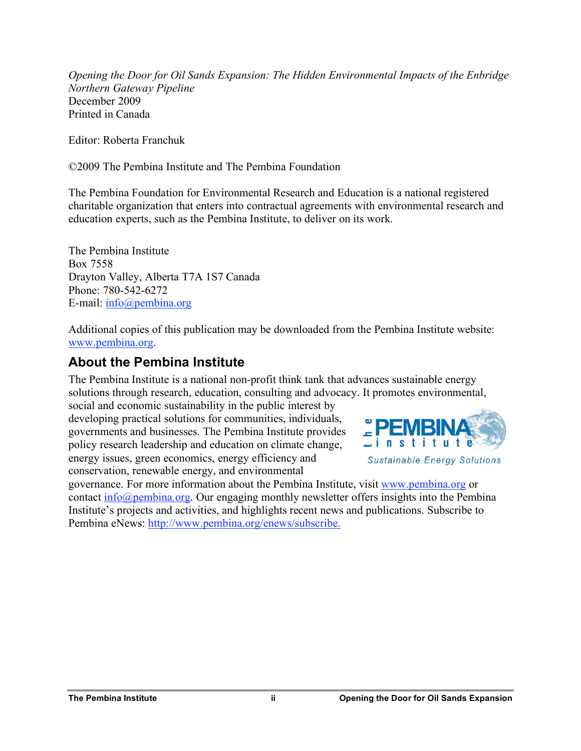*Opening the Door for Oil Sands Expansion: The Hidden Environmental Impacts of the Enbridge Northern Gateway Pipeline*
December 2009
Printed in Canada

Editor: Roberta Franchuk

©2009 The Pembina Institute and The Pembina Foundation

The Pembina Foundation for Environmental Research and Education is a national registered charitable organization that enters into contractual agreements with environmental research and education experts, such as the Pembina Institute, to deliver on its work.

The Pembina Institute
Box 7558
Drayton Valley, Alberta T7A 1S7 Canada
Phone: 780-542-6272
E-mail: info@pembina.org

Additional copies of this publication may be downloaded from the Pembina Institute website: www.pembina.org.

## About the Pembina Institute

The Pembina Institute is a national non-profit think tank that advances sustainable energy solutions through research, education, consulting and advocacy. It promotes environmental, social and economic sustainability in the public interest by developing practical solutions for communities, individuals, governments and businesses. The Pembina Institute provides policy research leadership and education on climate change, energy issues, green economics, energy efficiency and conservation, renewable energy, and environmental governance. For more information about the Pembina Institute, visit www.pembina.org or contact info@pembina.org. Our engaging monthly newsletter offers insights into the Pembina Institute's projects and activities, and highlights recent news and publications. Subscribe to Pembina eNews: http://www.pembina.org/enews/subscribe.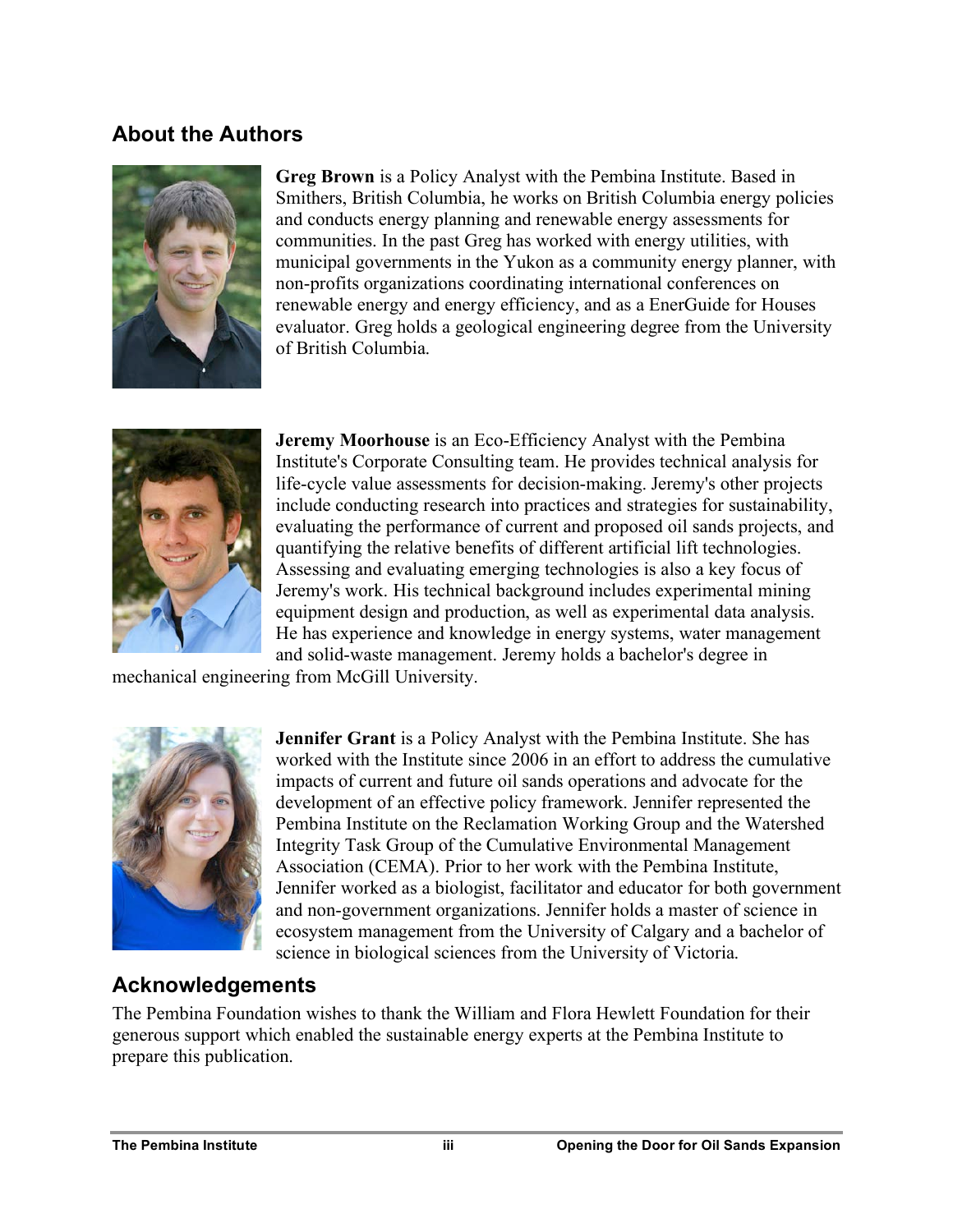## About the Authors

**Greg Brown** is a Policy Analyst with the Pembina Institute. Based in Smithers, British Columbia, he works on British Columbia energy policies and conducts energy planning and renewable energy assessments for communities. In the past Greg has worked with energy utilities, with municipal governments in the Yukon as a community energy planner, with non-profits organizations coordinating international conferences on renewable energy and energy efficiency, and as a EnerGuide for Houses evaluator. Greg holds a geological engineering degree from the University of British Columbia.

**Jeremy Moorhouse** is an Eco-Efficiency Analyst with the Pembina Institute's Corporate Consulting team. He provides technical analysis for life-cycle value assessments for decision-making. Jeremy's other projects include conducting research into practices and strategies for sustainability, evaluating the performance of current and proposed oil sands projects, and quantifying the relative benefits of different artificial lift technologies. Assessing and evaluating emerging technologies is also a key focus of Jeremy's work. His technical background includes experimental mining equipment design and production, as well as experimental data analysis. He has experience and knowledge in energy systems, water management and solid-waste management. Jeremy holds a bachelor's degree in mechanical engineering from McGill University.

**Jennifer Grant** is a Policy Analyst with the Pembina Institute. She has worked with the Institute since 2006 in an effort to address the cumulative impacts of current and future oil sands operations and advocate for the development of an effective policy framework. Jennifer represented the Pembina Institute on the Reclamation Working Group and the Watershed Integrity Task Group of the Cumulative Environmental Management Association (CEMA). Prior to her work with the Pembina Institute, Jennifer worked as a biologist, facilitator and educator for both government and non-government organizations. Jennifer holds a master of science in ecosystem management from the University of Calgary and a bachelor of science in biological sciences from the University of Victoria.

## Acknowledgements

The Pembina Foundation wishes to thank the William and Flora Hewlett Foundation for their generous support which enabled the sustainable energy experts at the Pembina Institute to prepare this publication.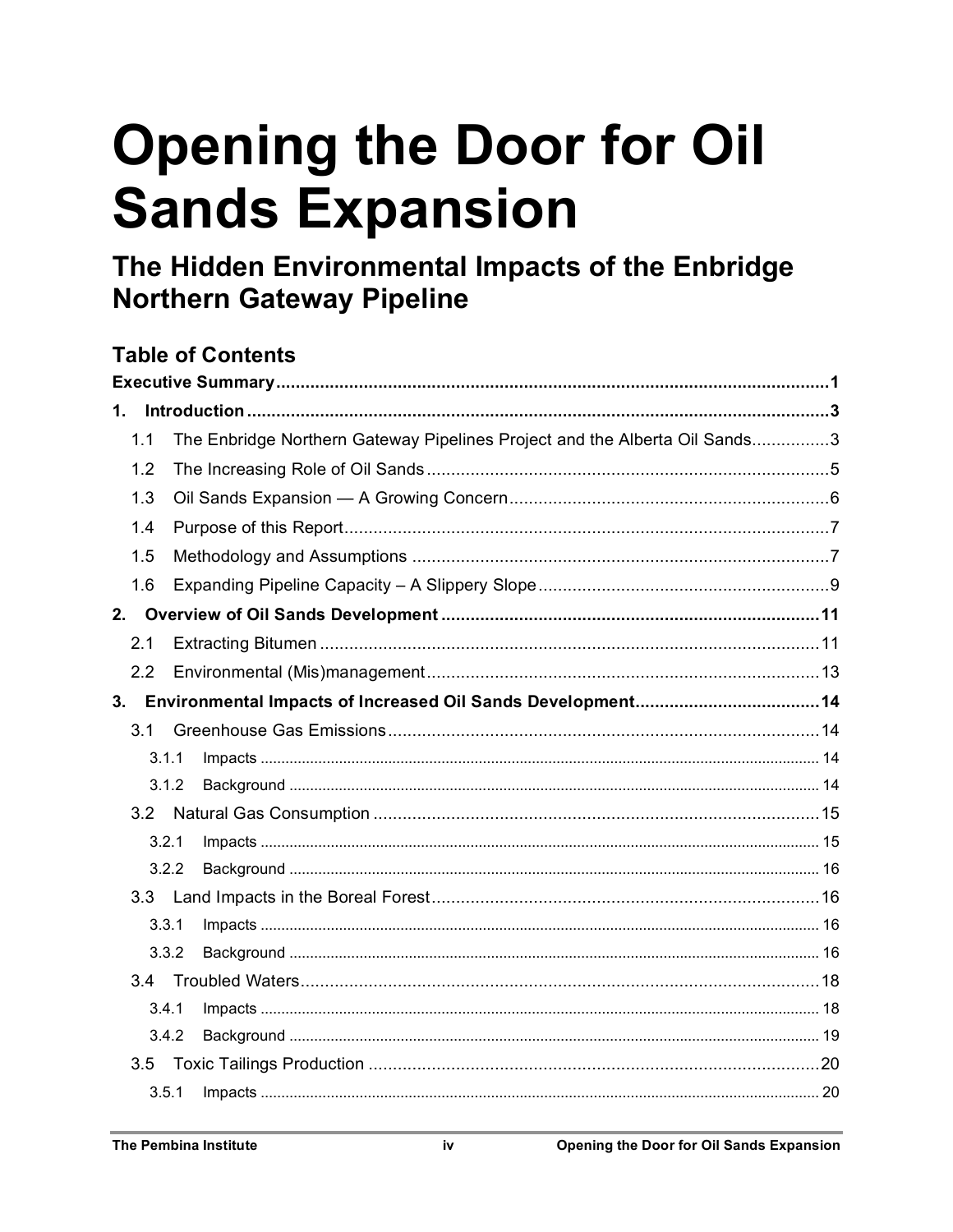# Opening the Door for Oil Sands Expansion

## The Hidden Environmental Impacts of the Enbridge Northern Gateway Pipeline

### Table of Contents

**Executive Summary** .......... **1**

**1. Introduction** .......... **3**

- 1.1 The Enbridge Northern Gateway Pipelines Project and the Alberta Oil Sands .......... 3
- 1.2 The Increasing Role of Oil Sands .......... 5
- 1.3 Oil Sands Expansion — A Growing Concern .......... 6
- 1.4 Purpose of this Report .......... 7
- 1.5 Methodology and Assumptions .......... 7
- 1.6 Expanding Pipeline Capacity – A Slippery Slope .......... 9

**2. Overview of Oil Sands Development** .......... **11**

- 2.1 Extracting Bitumen .......... 11
- 2.2 Environmental (Mis)management .......... 13

**3. Environmental Impacts of Increased Oil Sands Development** .......... **14**

- 3.1 Greenhouse Gas Emissions .......... 14
  - 3.1.1 Impacts .......... 14
  - 3.1.2 Background .......... 14
- 3.2 Natural Gas Consumption .......... 15
  - 3.2.1 Impacts .......... 15
  - 3.2.2 Background .......... 16
- 3.3 Land Impacts in the Boreal Forest .......... 16
  - 3.3.1 Impacts .......... 16
  - 3.3.2 Background .......... 16
- 3.4 Troubled Waters .......... 18
  - 3.4.1 Impacts .......... 18
  - 3.4.2 Background .......... 19
- 3.5 Toxic Tailings Production .......... 20
  - 3.5.1 Impacts .......... 20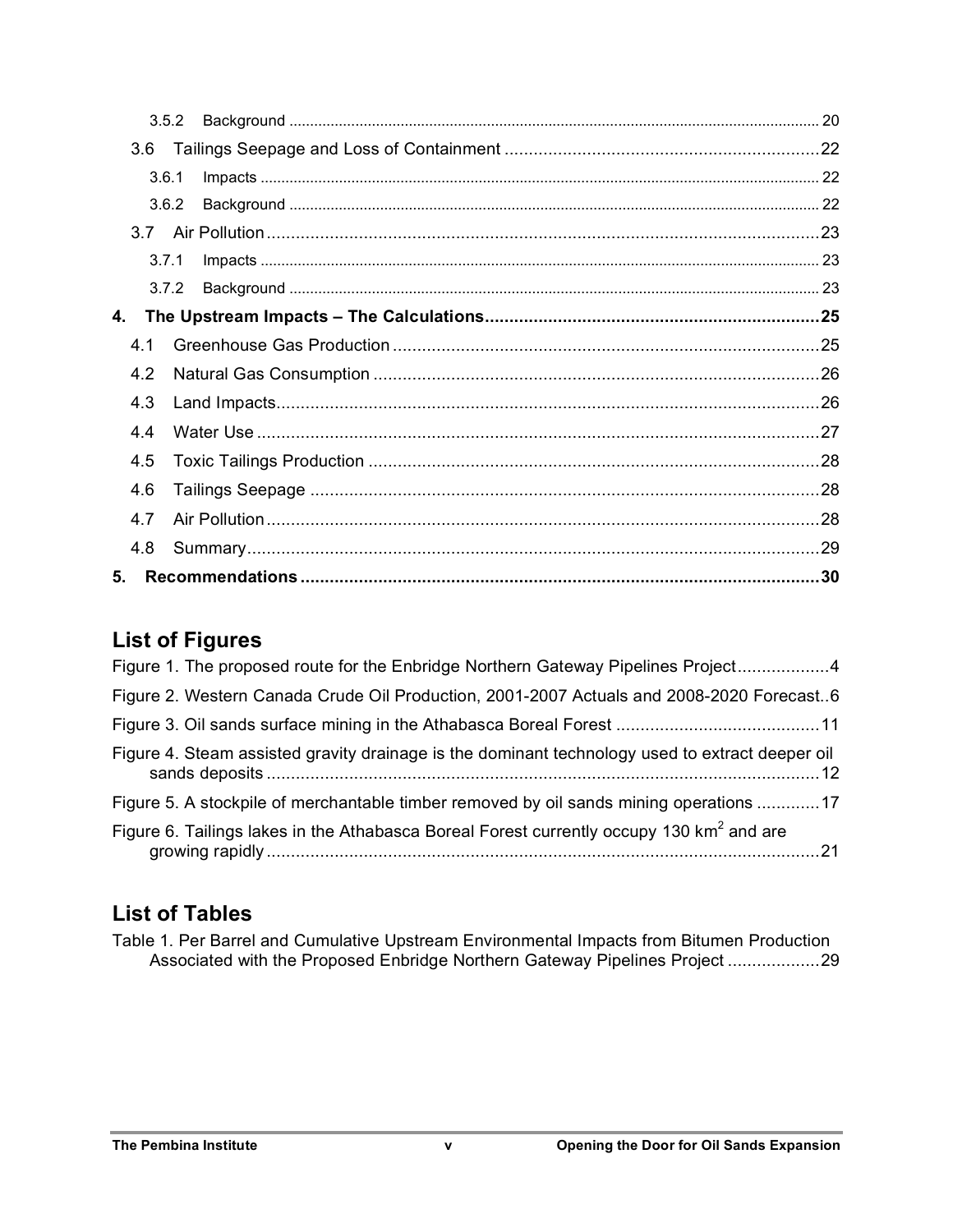3.5.2 Background ............ 20

3.6 Tailings Seepage and Loss of Containment ............ 22

3.6.1 Impacts ............ 22

3.6.2 Background ............ 22

3.7 Air Pollution ............ 23

3.7.1 Impacts ............ 23

3.7.2 Background ............ 23

**4. The Upstream Impacts – The Calculations ............ 25**

4.1 Greenhouse Gas Production ............ 25

4.2 Natural Gas Consumption ............ 26

4.3 Land Impacts ............ 26

4.4 Water Use ............ 27

4.5 Toxic Tailings Production ............ 28

4.6 Tailings Seepage ............ 28

4.7 Air Pollution ............ 28

4.8 Summary ............ 29

**5. Recommendations ............ 30**

## List of Figures

Figure 1. The proposed route for the Enbridge Northern Gateway Pipelines Project ............ 4

Figure 2. Western Canada Crude Oil Production, 2001-2007 Actuals and 2008-2020 Forecast ............ 6

Figure 3. Oil sands surface mining in the Athabasca Boreal Forest ............ 11

Figure 4. Steam assisted gravity drainage is the dominant technology used to extract deeper oil sands deposits ............ 12

Figure 5. A stockpile of merchantable timber removed by oil sands mining operations ............ 17

Figure 6. Tailings lakes in the Athabasca Boreal Forest currently occupy 130 $km^2$ and are growing rapidly ............ 21

## List of Tables

Table 1. Per Barrel and Cumulative Upstream Environmental Impacts from Bitumen Production Associated with the Proposed Enbridge Northern Gateway Pipelines Project ............ 29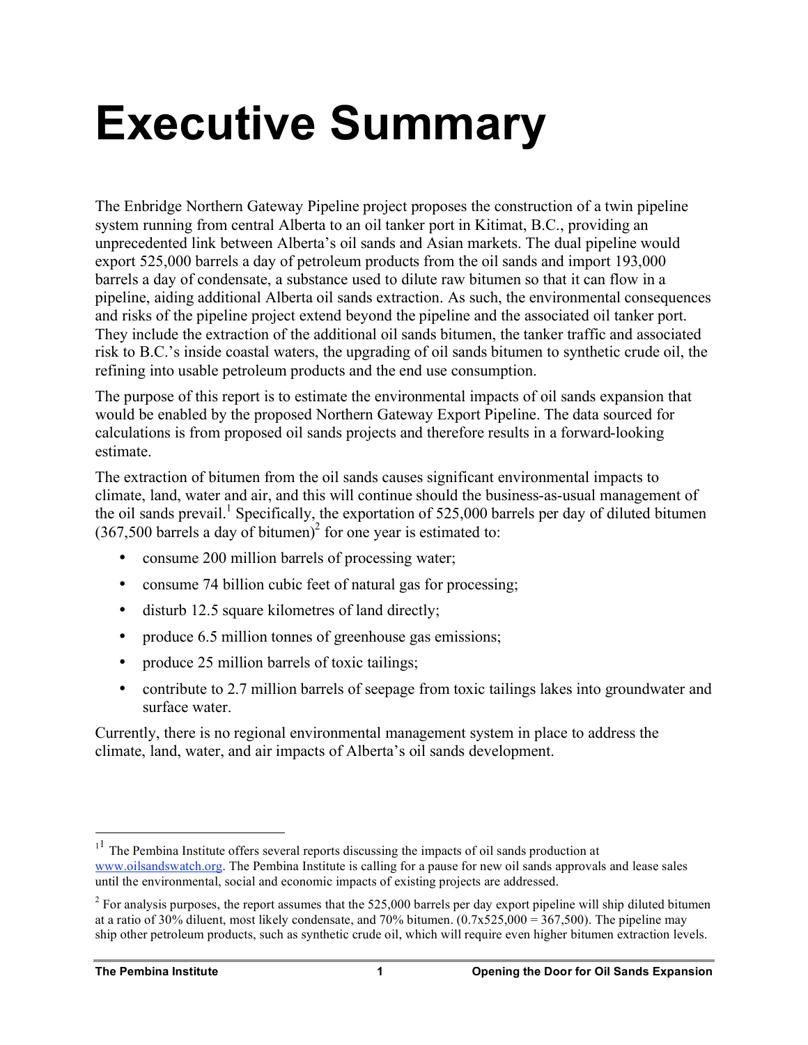# Executive Summary

The Enbridge Northern Gateway Pipeline project proposes the construction of a twin pipeline system running from central Alberta to an oil tanker port in Kitimat, B.C., providing an unprecedented link between Alberta's oil sands and Asian markets. The dual pipeline would export 525,000 barrels a day of petroleum products from the oil sands and import 193,000 barrels a day of condensate, a substance used to dilute raw bitumen so that it can flow in a pipeline, aiding additional Alberta oil sands extraction. As such, the environmental consequences and risks of the pipeline project extend beyond the pipeline and the associated oil tanker port. They include the extraction of the additional oil sands bitumen, the tanker traffic and associated risk to B.C.'s inside coastal waters, the upgrading of oil sands bitumen to synthetic crude oil, the refining into usable petroleum products and the end use consumption.

The purpose of this report is to estimate the environmental impacts of oil sands expansion that would be enabled by the proposed Northern Gateway Export Pipeline. The data sourced for calculations is from proposed oil sands projects and therefore results in a forward-looking estimate.

The extraction of bitumen from the oil sands causes significant environmental impacts to climate, land, water and air, and this will continue should the business-as-usual management of the oil sands prevail.[1] Specifically, the exportation of 525,000 barrels per day of diluted bitumen (367,500 barrels a day of bitumen)[2] for one year is estimated to:

- consume 200 million barrels of processing water;
- consume 74 billion cubic feet of natural gas for processing;
- disturb 12.5 square kilometres of land directly;
- produce 6.5 million tonnes of greenhouse gas emissions;
- produce 25 million barrels of toxic tailings;
- contribute to 2.7 million barrels of seepage from toxic tailings lakes into groundwater and surface water.

Currently, there is no regional environmental management system in place to address the climate, land, water, and air impacts of Alberta's oil sands development.

---

[1] The Pembina Institute offers several reports discussing the impacts of oil sands production at www.oilsandswatch.org. The Pembina Institute is calling for a pause for new oil sands approvals and lease sales until the environmental, social and economic impacts of existing projects are addressed.

[2] For analysis purposes, the report assumes that the 525,000 barrels per day export pipeline will ship diluted bitumen at a ratio of 30% diluent, most likely condensate, and 70% bitumen. (0.7x525,000 = 367,500). The pipeline may ship other petroleum products, such as synthetic crude oil, which will require even higher bitumen extraction levels.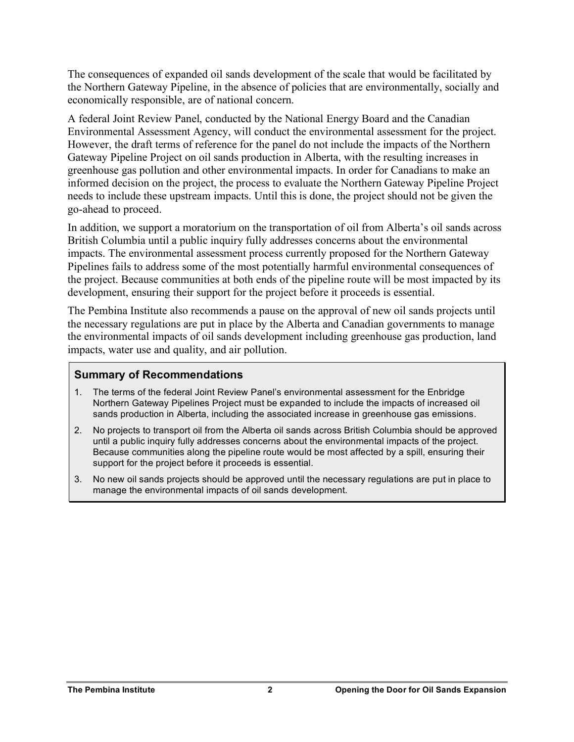The consequences of expanded oil sands development of the scale that would be facilitated by the Northern Gateway Pipeline, in the absence of policies that are environmentally, socially and economically responsible, are of national concern.

A federal Joint Review Panel, conducted by the National Energy Board and the Canadian Environmental Assessment Agency, will conduct the environmental assessment for the project. However, the draft terms of reference for the panel do not include the impacts of the Northern Gateway Pipeline Project on oil sands production in Alberta, with the resulting increases in greenhouse gas pollution and other environmental impacts. In order for Canadians to make an informed decision on the project, the process to evaluate the Northern Gateway Pipeline Project needs to include these upstream impacts. Until this is done, the project should not be given the go-ahead to proceed.

In addition, we support a moratorium on the transportation of oil from Alberta's oil sands across British Columbia until a public inquiry fully addresses concerns about the environmental impacts. The environmental assessment process currently proposed for the Northern Gateway Pipelines fails to address some of the most potentially harmful environmental consequences of the project. Because communities at both ends of the pipeline route will be most impacted by its development, ensuring their support for the project before it proceeds is essential.

The Pembina Institute also recommends a pause on the approval of new oil sands projects until the necessary regulations are put in place by the Alberta and Canadian governments to manage the environmental impacts of oil sands development including greenhouse gas production, land impacts, water use and quality, and air pollution.

### Summary of Recommendations

1. The terms of the federal Joint Review Panel's environmental assessment for the Enbridge Northern Gateway Pipelines Project must be expanded to include the impacts of increased oil sands production in Alberta, including the associated increase in greenhouse gas emissions.
2. No projects to transport oil from the Alberta oil sands across British Columbia should be approved until a public inquiry fully addresses concerns about the environmental impacts of the project. Because communities along the pipeline route would be most affected by a spill, ensuring their support for the project before it proceeds is essential.
3. No new oil sands projects should be approved until the necessary regulations are put in place to manage the environmental impacts of oil sands development.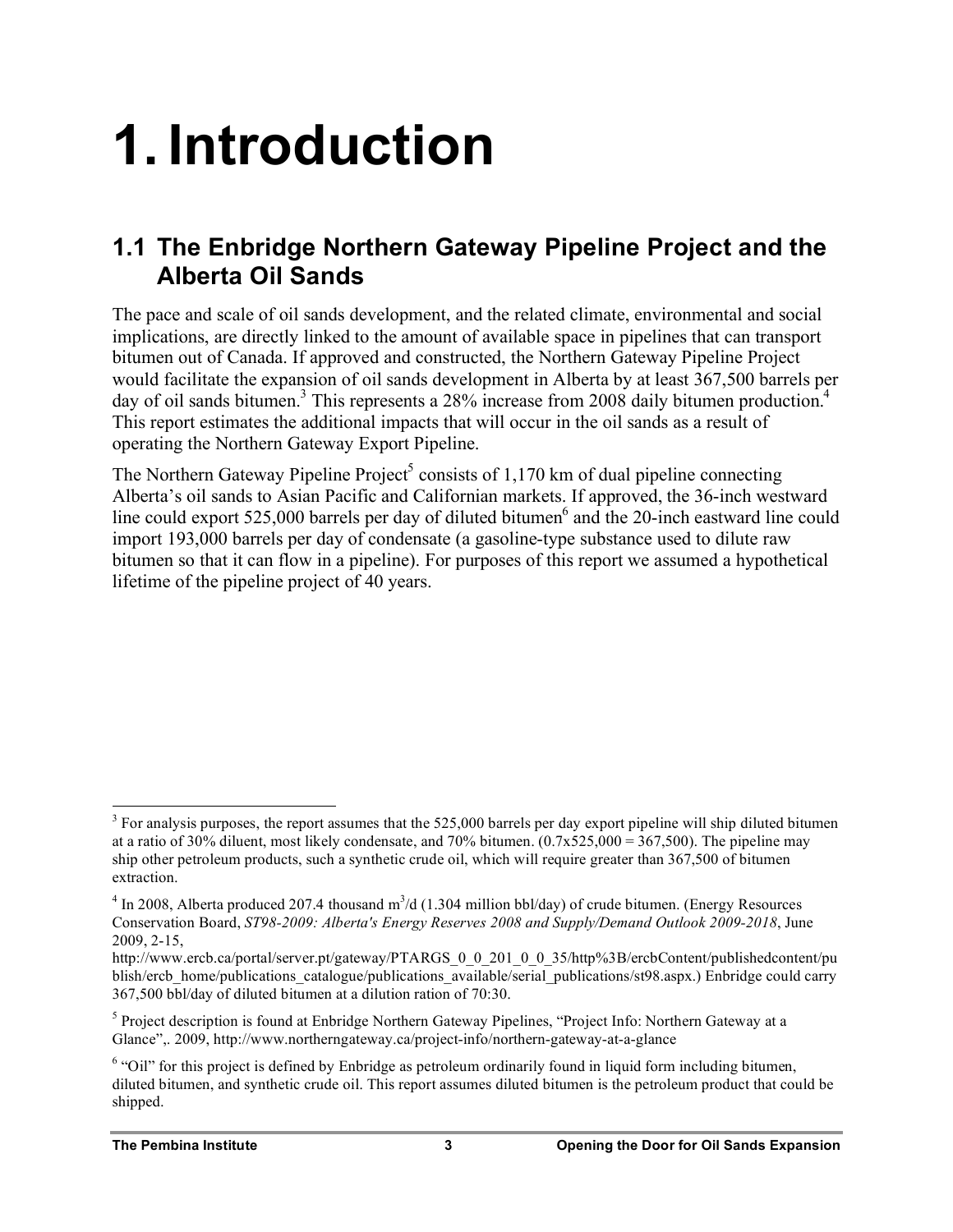# 1. Introduction

## 1.1 The Enbridge Northern Gateway Pipeline Project and the Alberta Oil Sands

The pace and scale of oil sands development, and the related climate, environmental and social implications, are directly linked to the amount of available space in pipelines that can transport bitumen out of Canada. If approved and constructed, the Northern Gateway Pipeline Project would facilitate the expansion of oil sands development in Alberta by at least 367,500 barrels per day of oil sands bitumen.[3] This represents a 28% increase from 2008 daily bitumen production.[4] This report estimates the additional impacts that will occur in the oil sands as a result of operating the Northern Gateway Export Pipeline.

The Northern Gateway Pipeline Project[5] consists of 1,170 km of dual pipeline connecting Alberta's oil sands to Asian Pacific and Californian markets. If approved, the 36-inch westward line could export 525,000 barrels per day of diluted bitumen[6] and the 20-inch eastward line could import 193,000 barrels per day of condensate (a gasoline-type substance used to dilute raw bitumen so that it can flow in a pipeline). For purposes of this report we assumed a hypothetical lifetime of the pipeline project of 40 years.

---

[3] For analysis purposes, the report assumes that the 525,000 barrels per day export pipeline will ship diluted bitumen at a ratio of 30% diluent, most likely condensate, and 70% bitumen. (0.7x525,000 = 367,500). The pipeline may ship other petroleum products, such a synthetic crude oil, which will require greater than 367,500 of bitumen extraction.

[4] In 2008, Alberta produced 207.4 thousand $m^3$/d (1.304 million bbl/day) of crude bitumen. (Energy Resources Conservation Board, *ST98-2009: Alberta's Energy Reserves 2008 and Supply/Demand Outlook 2009-2018*, June 2009, 2-15, http://www.ercb.ca/portal/server.pt/gateway/PTARGS_0_0_201_0_0_35/http%3B/ercbContent/publishedcontent/publish/ercb_home/publications_catalogue/publications_available/serial_publications/st98.aspx.) Enbridge could carry 367,500 bbl/day of diluted bitumen at a dilution ration of 70:30.

[5] Project description is found at Enbridge Northern Gateway Pipelines, "Project Info: Northern Gateway at a Glance",. 2009, http://www.northerngateway.ca/project-info/northern-gateway-at-a-glance

[6] "Oil" for this project is defined by Enbridge as petroleum ordinarily found in liquid form including bitumen, diluted bitumen, and synthetic crude oil. This report assumes diluted bitumen is the petroleum product that could be shipped.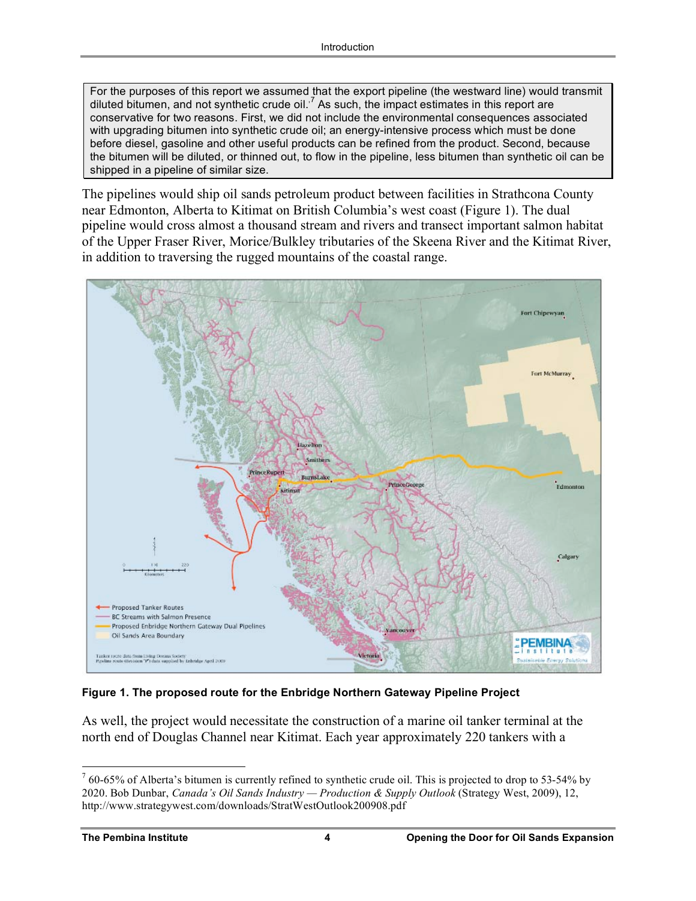For the purposes of this report we assumed that the export pipeline (the westward line) would transmit diluted bitumen, and not synthetic crude oil.[7] As such, the impact estimates in this report are conservative for two reasons. First, we did not include the environmental consequences associated with upgrading bitumen into synthetic crude oil; an energy-intensive process which must be done before diesel, gasoline and other useful products can be refined from the product. Second, because the bitumen will be diluted, or thinned out, to flow in the pipeline, less bitumen than synthetic oil can be shipped in a pipeline of similar size.

The pipelines would ship oil sands petroleum product between facilities in Strathcona County near Edmonton, Alberta to Kitimat on British Columbia's west coast (Figure 1). The dual pipeline would cross almost a thousand stream and rivers and transect important salmon habitat of the Upper Fraser River, Morice/Bulkley tributaries of the Skeena River and the Kitimat River, in addition to traversing the rugged mountains of the coastal range.

**Figure 1. The proposed route for the Enbridge Northern Gateway Pipeline Project**

As well, the project would necessitate the construction of a marine oil tanker terminal at the north end of Douglas Channel near Kitimat. Each year approximately 220 tankers with a

[7] 60-65% of Alberta's bitumen is currently refined to synthetic crude oil. This is projected to drop to 53-54% by 2020. Bob Dunbar, *Canada's Oil Sands Industry — Production & Supply Outlook* (Strategy West, 2009), 12, http://www.strategywest.com/downloads/StratWestOutlook200908.pdf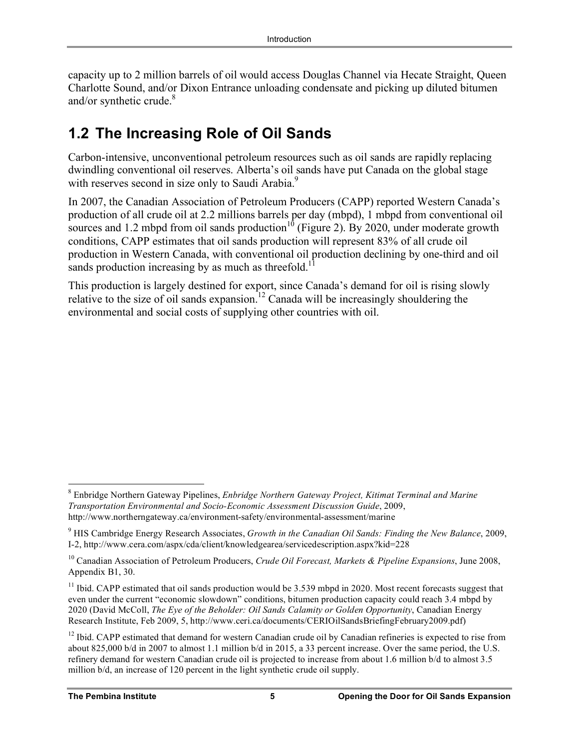capacity up to 2 million barrels of oil would access Douglas Channel via Hecate Straight, Queen Charlotte Sound, and/or Dixon Entrance unloading condensate and picking up diluted bitumen and/or synthetic crude.[8]

## 1.2 The Increasing Role of Oil Sands

Carbon-intensive, unconventional petroleum resources such as oil sands are rapidly replacing dwindling conventional oil reserves. Alberta's oil sands have put Canada on the global stage with reserves second in size only to Saudi Arabia.[9]

In 2007, the Canadian Association of Petroleum Producers (CAPP) reported Western Canada's production of all crude oil at 2.2 millions barrels per day (mbpd), 1 mbpd from conventional oil sources and 1.2 mbpd from oil sands production[10] (Figure 2). By 2020, under moderate growth conditions, CAPP estimates that oil sands production will represent 83% of all crude oil production in Western Canada, with conventional oil production declining by one-third and oil sands production increasing by as much as threefold.[11]

This production is largely destined for export, since Canada's demand for oil is rising slowly relative to the size of oil sands expansion.[12] Canada will be increasingly shouldering the environmental and social costs of supplying other countries with oil.

---

[8] Enbridge Northern Gateway Pipelines, *Enbridge Northern Gateway Project, Kitimat Terminal and Marine Transportation Environmental and Socio-Economic Assessment Discussion Guide*, 2009, http://www.northerngateway.ca/environment-safety/environmental-assessment/marine

[9] HIS Cambridge Energy Research Associates, *Growth in the Canadian Oil Sands: Finding the New Balance*, 2009, I-2, http://www.cera.com/aspx/cda/client/knowledgearea/servicedescription.aspx?kid=228

[10] Canadian Association of Petroleum Producers, *Crude Oil Forecast, Markets & Pipeline Expansions*, June 2008, Appendix B1, 30.

[11] Ibid. CAPP estimated that oil sands production would be 3.539 mbpd in 2020. Most recent forecasts suggest that even under the current "economic slowdown" conditions, bitumen production capacity could reach 3.4 mbpd by 2020 (David McColl, *The Eye of the Beholder: Oil Sands Calamity or Golden Opportunity*, Canadian Energy Research Institute, Feb 2009, 5, http://www.ceri.ca/documents/CERIOilSandsBriefingFebruary2009.pdf)

[12] Ibid. CAPP estimated that demand for western Canadian crude oil by Canadian refineries is expected to rise from about 825,000 b/d in 2007 to almost 1.1 million b/d in 2015, a 33 percent increase. Over the same period, the U.S. refinery demand for western Canadian crude oil is projected to increase from about 1.6 million b/d to almost 3.5 million b/d, an increase of 120 percent in the light synthetic crude oil supply.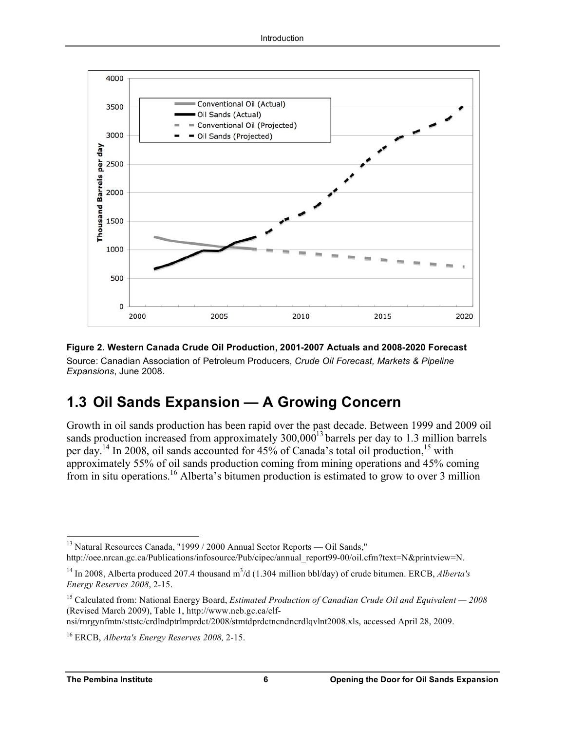**Figure 2. Western Canada Crude Oil Production, 2001-2007 Actuals and 2008-2020 Forecast**

Source: Canadian Association of Petroleum Producers, *Crude Oil Forecast, Markets & Pipeline Expansions*, June 2008.

## 1.3 Oil Sands Expansion — A Growing Concern

Growth in oil sands production has been rapid over the past decade. Between 1999 and 2009 oil sands production increased from approximately 300,000[13] barrels per day to 1.3 million barrels per day.[14] In 2008, oil sands accounted for 45% of Canada's total oil production,[15] with approximately 55% of oil sands production coming from mining operations and 45% coming from in situ operations.[16] Alberta's bitumen production is estimated to grow to over 3 million

---

[13] Natural Resources Canada, "1999 / 2000 Annual Sector Reports — Oil Sands," http://oee.nrcan.gc.ca/Publications/infosource/Pub/cipec/annual_report99-00/oil.cfm?text=N&printview=N.

[14] In 2008, Alberta produced 207.4 thousand $m^3$/d (1.304 million bbl/day) of crude bitumen. ERCB, *Alberta's Energy Reserves 2008*, 2-15.

[15] Calculated from: National Energy Board, *Estimated Production of Canadian Crude Oil and Equivalent — 2008* (Revised March 2009), Table 1, http://www.neb.gc.ca/clf-nsi/rnrgynfmtn/sttstc/crdlndptrlmprdct/2008/stmtdprdctncndncrdlqvlnt2008.xls, accessed April 28, 2009.

[16] ERCB, *Alberta's Energy Reserves 2008,* 2-15.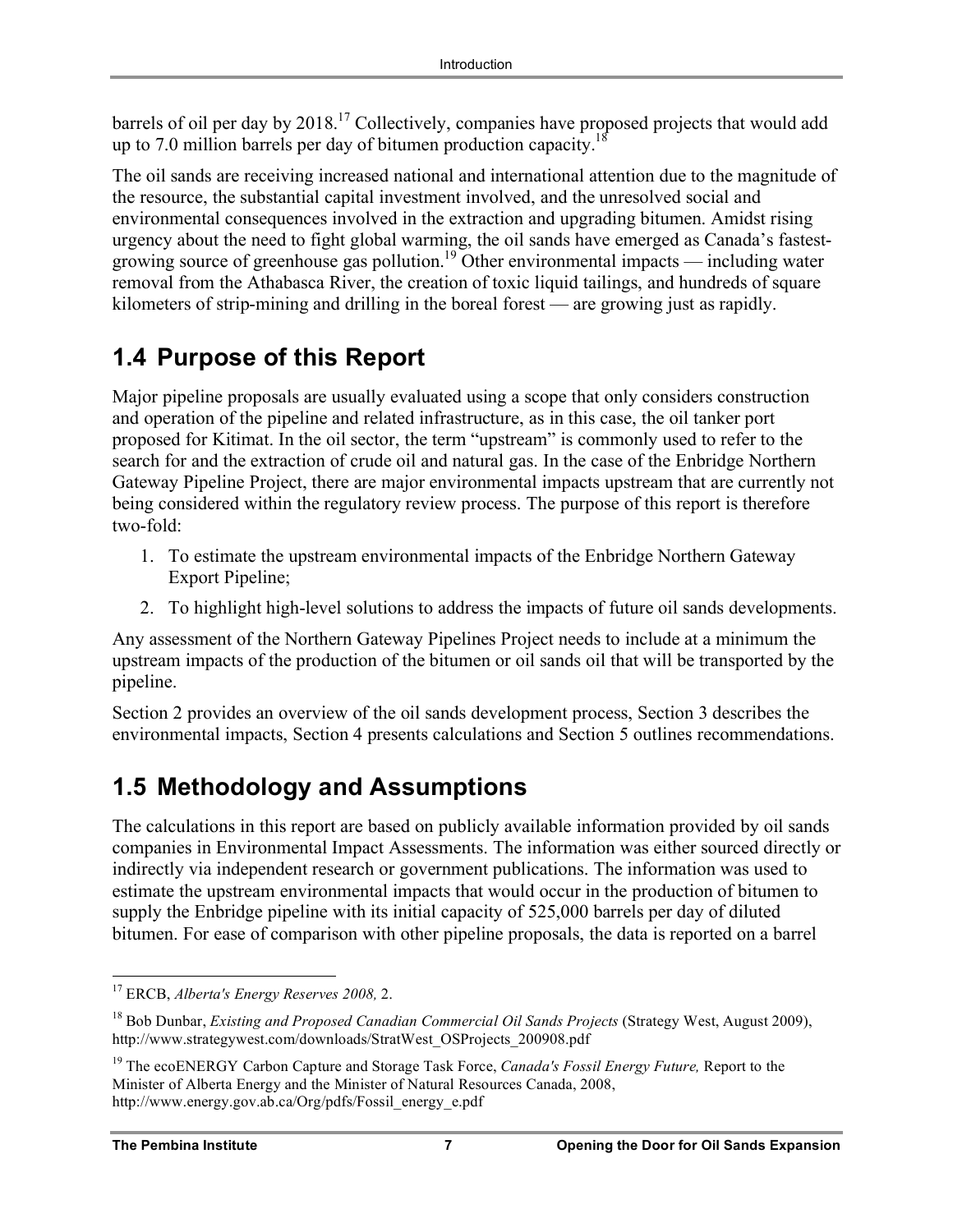barrels of oil per day by 2018.[17] Collectively, companies have proposed projects that would add up to 7.0 million barrels per day of bitumen production capacity.[18]

The oil sands are receiving increased national and international attention due to the magnitude of the resource, the substantial capital investment involved, and the unresolved social and environmental consequences involved in the extraction and upgrading bitumen. Amidst rising urgency about the need to fight global warming, the oil sands have emerged as Canada's fastest-growing source of greenhouse gas pollution.[19] Other environmental impacts — including water removal from the Athabasca River, the creation of toxic liquid tailings, and hundreds of square kilometers of strip-mining and drilling in the boreal forest — are growing just as rapidly.

## 1.4 Purpose of this Report

Major pipeline proposals are usually evaluated using a scope that only considers construction and operation of the pipeline and related infrastructure, as in this case, the oil tanker port proposed for Kitimat. In the oil sector, the term "upstream" is commonly used to refer to the search for and the extraction of crude oil and natural gas. In the case of the Enbridge Northern Gateway Pipeline Project, there are major environmental impacts upstream that are currently not being considered within the regulatory review process. The purpose of this report is therefore two-fold:

1. To estimate the upstream environmental impacts of the Enbridge Northern Gateway Export Pipeline;
2. To highlight high-level solutions to address the impacts of future oil sands developments.

Any assessment of the Northern Gateway Pipelines Project needs to include at a minimum the upstream impacts of the production of the bitumen or oil sands oil that will be transported by the pipeline.

Section 2 provides an overview of the oil sands development process, Section 3 describes the environmental impacts, Section 4 presents calculations and Section 5 outlines recommendations.

## 1.5 Methodology and Assumptions

The calculations in this report are based on publicly available information provided by oil sands companies in Environmental Impact Assessments. The information was either sourced directly or indirectly via independent research or government publications. The information was used to estimate the upstream environmental impacts that would occur in the production of bitumen to supply the Enbridge pipeline with its initial capacity of 525,000 barrels per day of diluted bitumen. For ease of comparison with other pipeline proposals, the data is reported on a barrel

---

[17] ERCB, *Alberta's Energy Reserves 2008,* 2.

[18] Bob Dunbar, *Existing and Proposed Canadian Commercial Oil Sands Projects* (Strategy West, August 2009), http://www.strategywest.com/downloads/StratWest_OSProjects_200908.pdf

[19] The ecoENERGY Carbon Capture and Storage Task Force, *Canada's Fossil Energy Future,* Report to the Minister of Alberta Energy and the Minister of Natural Resources Canada, 2008, http://www.energy.gov.ab.ca/Org/pdfs/Fossil_energy_e.pdf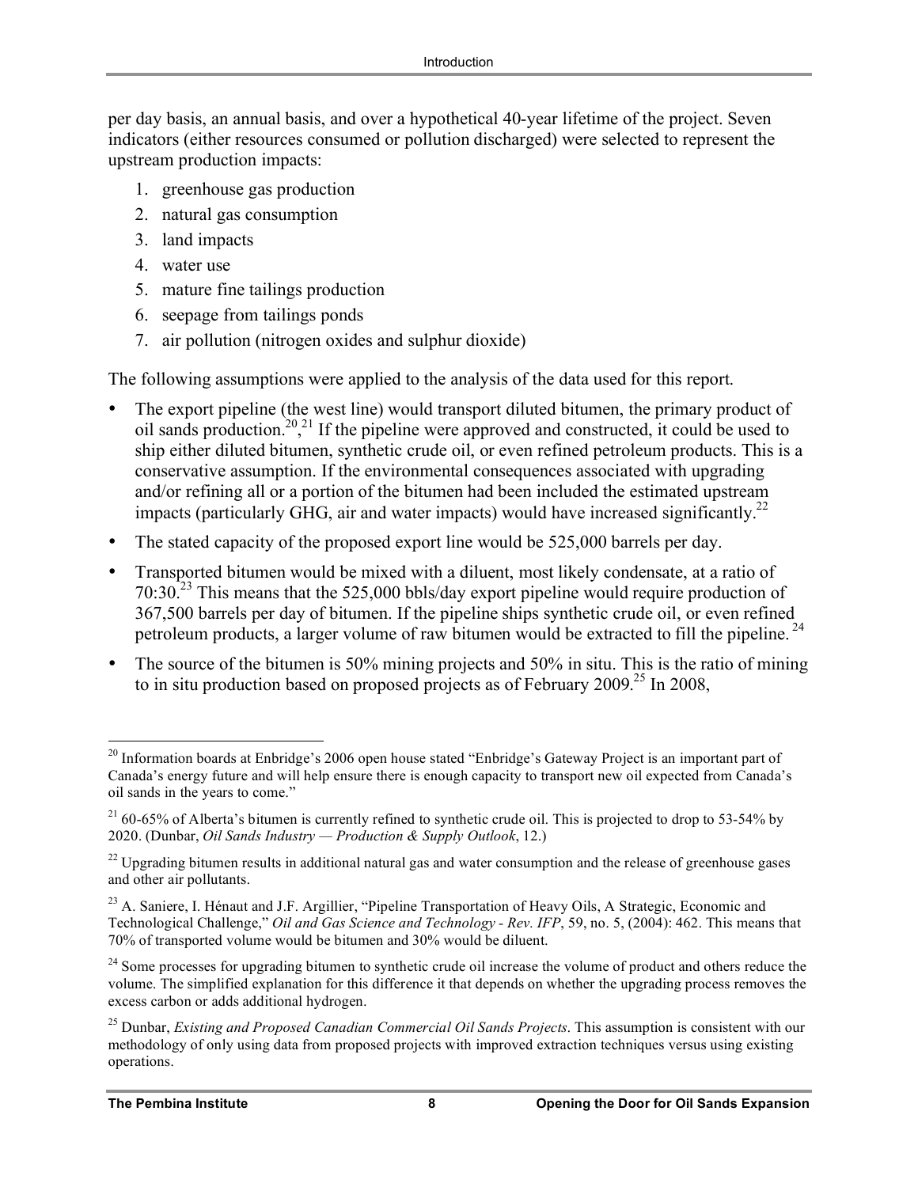per day basis, an annual basis, and over a hypothetical 40-year lifetime of the project. Seven indicators (either resources consumed or pollution discharged) were selected to represent the upstream production impacts:

1. greenhouse gas production
2. natural gas consumption
3. land impacts
4. water use
5. mature fine tailings production
6. seepage from tailings ponds
7. air pollution (nitrogen oxides and sulphur dioxide)

The following assumptions were applied to the analysis of the data used for this report.

- The export pipeline (the west line) would transport diluted bitumen, the primary product of oil sands production.[20],[21] If the pipeline were approved and constructed, it could be used to ship either diluted bitumen, synthetic crude oil, or even refined petroleum products. This is a conservative assumption. If the environmental consequences associated with upgrading and/or refining all or a portion of the bitumen had been included the estimated upstream impacts (particularly GHG, air and water impacts) would have increased significantly.[22]
- The stated capacity of the proposed export line would be 525,000 barrels per day.
- Transported bitumen would be mixed with a diluent, most likely condensate, at a ratio of 70:30.[23] This means that the 525,000 bbls/day export pipeline would require production of 367,500 barrels per day of bitumen. If the pipeline ships synthetic crude oil, or even refined petroleum products, a larger volume of raw bitumen would be extracted to fill the pipeline.[24]
- The source of the bitumen is 50% mining projects and 50% in situ. This is the ratio of mining to in situ production based on proposed projects as of February 2009.[25] In 2008,

[20] Information boards at Enbridge's 2006 open house stated "Enbridge's Gateway Project is an important part of Canada's energy future and will help ensure there is enough capacity to transport new oil expected from Canada's oil sands in the years to come."

[21] 60-65% of Alberta's bitumen is currently refined to synthetic crude oil. This is projected to drop to 53-54% by 2020. (Dunbar, *Oil Sands Industry — Production & Supply Outlook*, 12.)

[22] Upgrading bitumen results in additional natural gas and water consumption and the release of greenhouse gases and other air pollutants.

[23] A. Saniere, I. Hénaut and J.F. Argillier, "Pipeline Transportation of Heavy Oils, A Strategic, Economic and Technological Challenge," *Oil and Gas Science and Technology - Rev. IFP*, 59, no. 5, (2004): 462. This means that 70% of transported volume would be bitumen and 30% would be diluent.

[24] Some processes for upgrading bitumen to synthetic crude oil increase the volume of product and others reduce the volume. The simplified explanation for this difference it that depends on whether the upgrading process removes the excess carbon or adds additional hydrogen.

[25] Dunbar, *Existing and Proposed Canadian Commercial Oil Sands Projects*. This assumption is consistent with our methodology of only using data from proposed projects with improved extraction techniques versus using existing operations.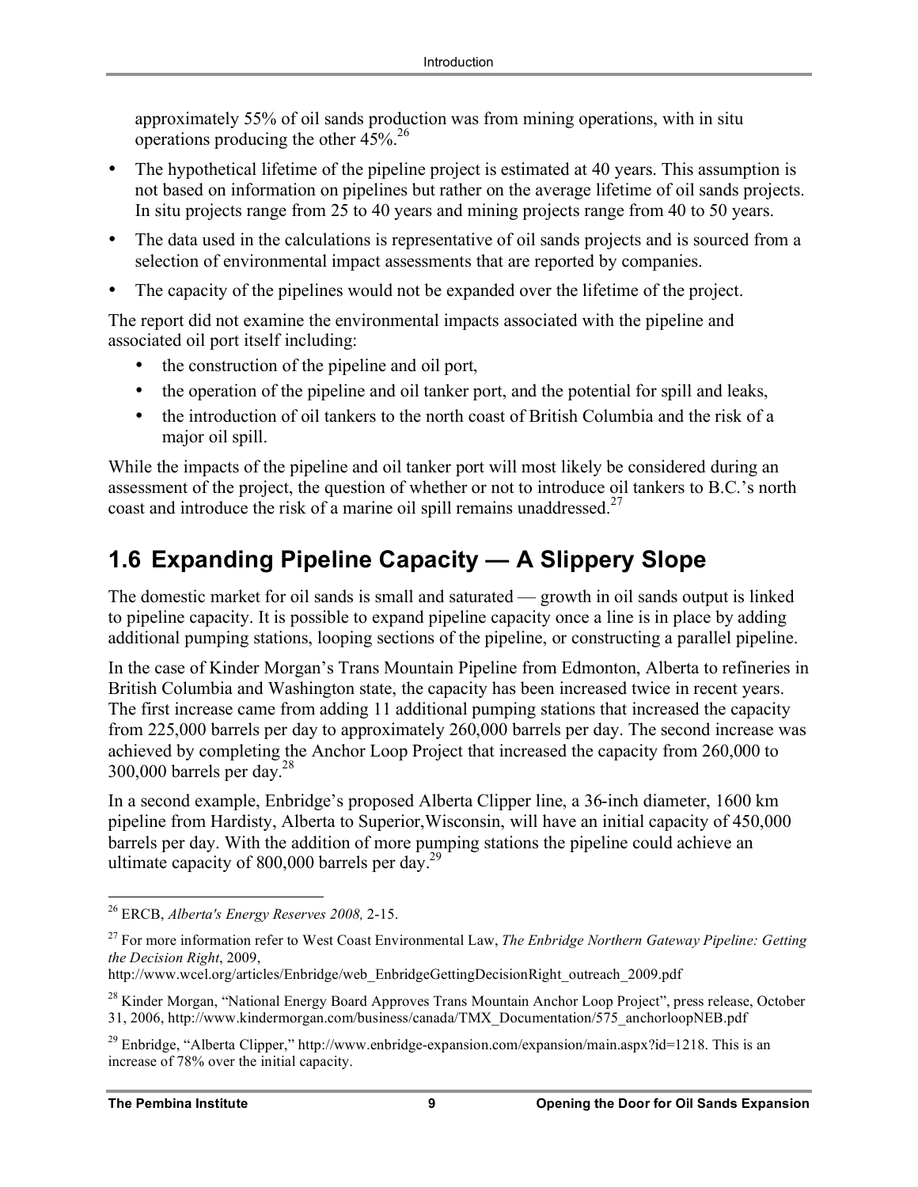approximately 55% of oil sands production was from mining operations, with in situ operations producing the other 45%.[26]

- The hypothetical lifetime of the pipeline project is estimated at 40 years. This assumption is not based on information on pipelines but rather on the average lifetime of oil sands projects. In situ projects range from 25 to 40 years and mining projects range from 40 to 50 years.
- The data used in the calculations is representative of oil sands projects and is sourced from a selection of environmental impact assessments that are reported by companies.
- The capacity of the pipelines would not be expanded over the lifetime of the project.

The report did not examine the environmental impacts associated with the pipeline and associated oil port itself including:

- the construction of the pipeline and oil port,
- the operation of the pipeline and oil tanker port, and the potential for spill and leaks,
- the introduction of oil tankers to the north coast of British Columbia and the risk of a major oil spill.

While the impacts of the pipeline and oil tanker port will most likely be considered during an assessment of the project, the question of whether or not to introduce oil tankers to B.C.'s north coast and introduce the risk of a marine oil spill remains unaddressed.[27]

## 1.6 Expanding Pipeline Capacity — A Slippery Slope

The domestic market for oil sands is small and saturated — growth in oil sands output is linked to pipeline capacity. It is possible to expand pipeline capacity once a line is in place by adding additional pumping stations, looping sections of the pipeline, or constructing a parallel pipeline.

In the case of Kinder Morgan's Trans Mountain Pipeline from Edmonton, Alberta to refineries in British Columbia and Washington state, the capacity has been increased twice in recent years. The first increase came from adding 11 additional pumping stations that increased the capacity from 225,000 barrels per day to approximately 260,000 barrels per day. The second increase was achieved by completing the Anchor Loop Project that increased the capacity from 260,000 to 300,000 barrels per day.[28]

In a second example, Enbridge's proposed Alberta Clipper line, a 36-inch diameter, 1600 km pipeline from Hardisty, Alberta to Superior,Wisconsin, will have an initial capacity of 450,000 barrels per day. With the addition of more pumping stations the pipeline could achieve an ultimate capacity of 800,000 barrels per day.[29]

---

[26] ERCB, *Alberta's Energy Reserves 2008,* 2-15.

[27] For more information refer to West Coast Environmental Law, *The Enbridge Northern Gateway Pipeline: Getting the Decision Right*, 2009, http://www.wcel.org/articles/Enbridge/web_EnbridgeGettingDecisionRight_outreach_2009.pdf

[28] Kinder Morgan, "National Energy Board Approves Trans Mountain Anchor Loop Project", press release, October 31, 2006, http://www.kindermorgan.com/business/canada/TMX_Documentation/575_anchorloopNEB.pdf

[29] Enbridge, "Alberta Clipper," http://www.enbridge-expansion.com/expansion/main.aspx?id=1218. This is an increase of 78% over the initial capacity.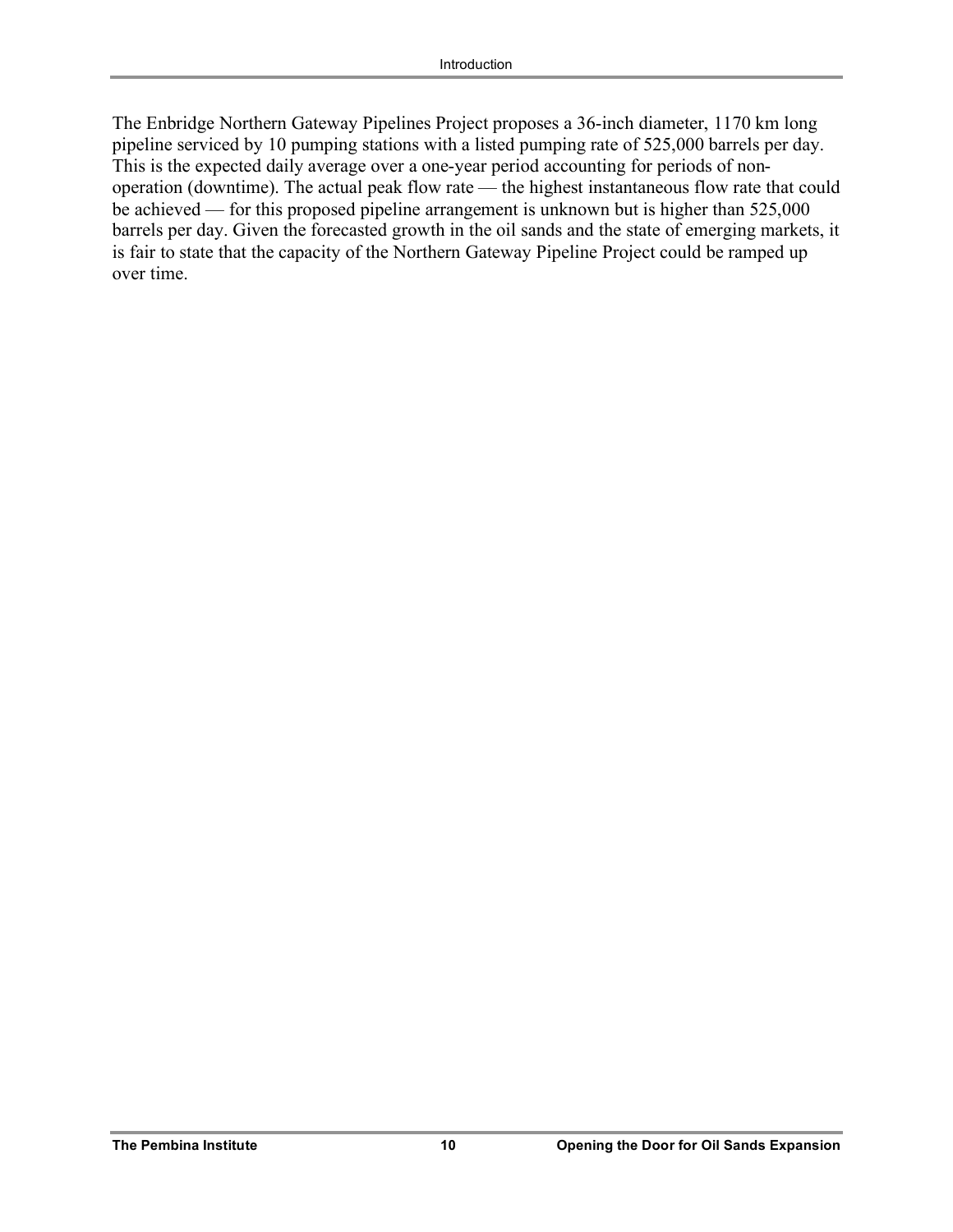The Enbridge Northern Gateway Pipelines Project proposes a 36-inch diameter, 1170 km long pipeline serviced by 10 pumping stations with a listed pumping rate of 525,000 barrels per day. This is the expected daily average over a one-year period accounting for periods of non-operation (downtime). The actual peak flow rate — the highest instantaneous flow rate that could be achieved — for this proposed pipeline arrangement is unknown but is higher than 525,000 barrels per day. Given the forecasted growth in the oil sands and the state of emerging markets, it is fair to state that the capacity of the Northern Gateway Pipeline Project could be ramped up over time.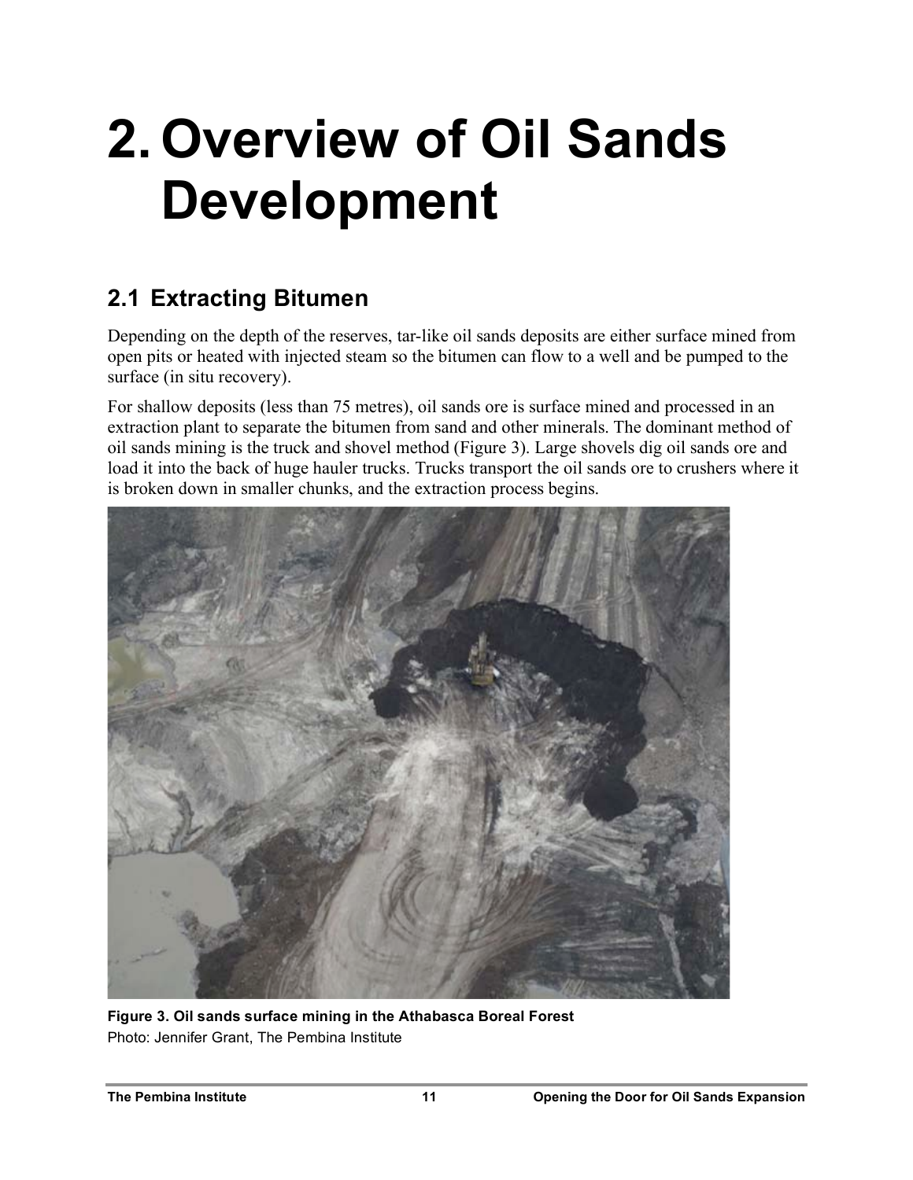# 2. Overview of Oil Sands Development

## 2.1 Extracting Bitumen

Depending on the depth of the reserves, tar-like oil sands deposits are either surface mined from open pits or heated with injected steam so the bitumen can flow to a well and be pumped to the surface (in situ recovery).

For shallow deposits (less than 75 metres), oil sands ore is surface mined and processed in an extraction plant to separate the bitumen from sand and other minerals. The dominant method of oil sands mining is the truck and shovel method (Figure 3). Large shovels dig oil sands ore and load it into the back of huge hauler trucks. Trucks transport the oil sands ore to crushers where it is broken down in smaller chunks, and the extraction process begins.

**Figure 3. Oil sands surface mining in the Athabasca Boreal Forest**
Photo: Jennifer Grant, The Pembina Institute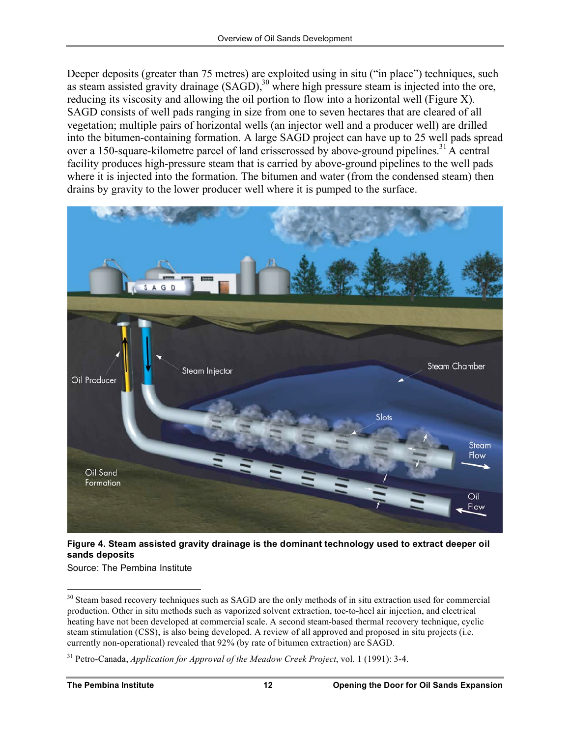Deeper deposits (greater than 75 metres) are exploited using in situ ("in place") techniques, such as steam assisted gravity drainage (SAGD),[30] where high pressure steam is injected into the ore, reducing its viscosity and allowing the oil portion to flow into a horizontal well (Figure X). SAGD consists of well pads ranging in size from one to seven hectares that are cleared of all vegetation; multiple pairs of horizontal wells (an injector well and a producer well) are drilled into the bitumen-containing formation. A large SAGD project can have up to 25 well pads spread over a 150-square-kilometre parcel of land crisscrossed by above-ground pipelines.[31] A central facility produces high-pressure steam that is carried by above-ground pipelines to the well pads where it is injected into the formation. The bitumen and water (from the condensed steam) then drains by gravity to the lower producer well where it is pumped to the surface.

**Figure 4. Steam assisted gravity drainage is the dominant technology used to extract deeper oil sands deposits**

Source: The Pembina Institute

---

[30] Steam based recovery techniques such as SAGD are the only methods of in situ extraction used for commercial production. Other in situ methods such as vaporized solvent extraction, toe-to-heel air injection, and electrical heating have not been developed at commercial scale. A second steam-based thermal recovery technique, cyclic steam stimulation (CSS), is also being developed. A review of all approved and proposed in situ projects (i.e. currently non-operational) revealed that 92% (by rate of bitumen extraction) are SAGD.

[31] Petro-Canada, *Application for Approval of the Meadow Creek Project*, vol. 1 (1991): 3-4.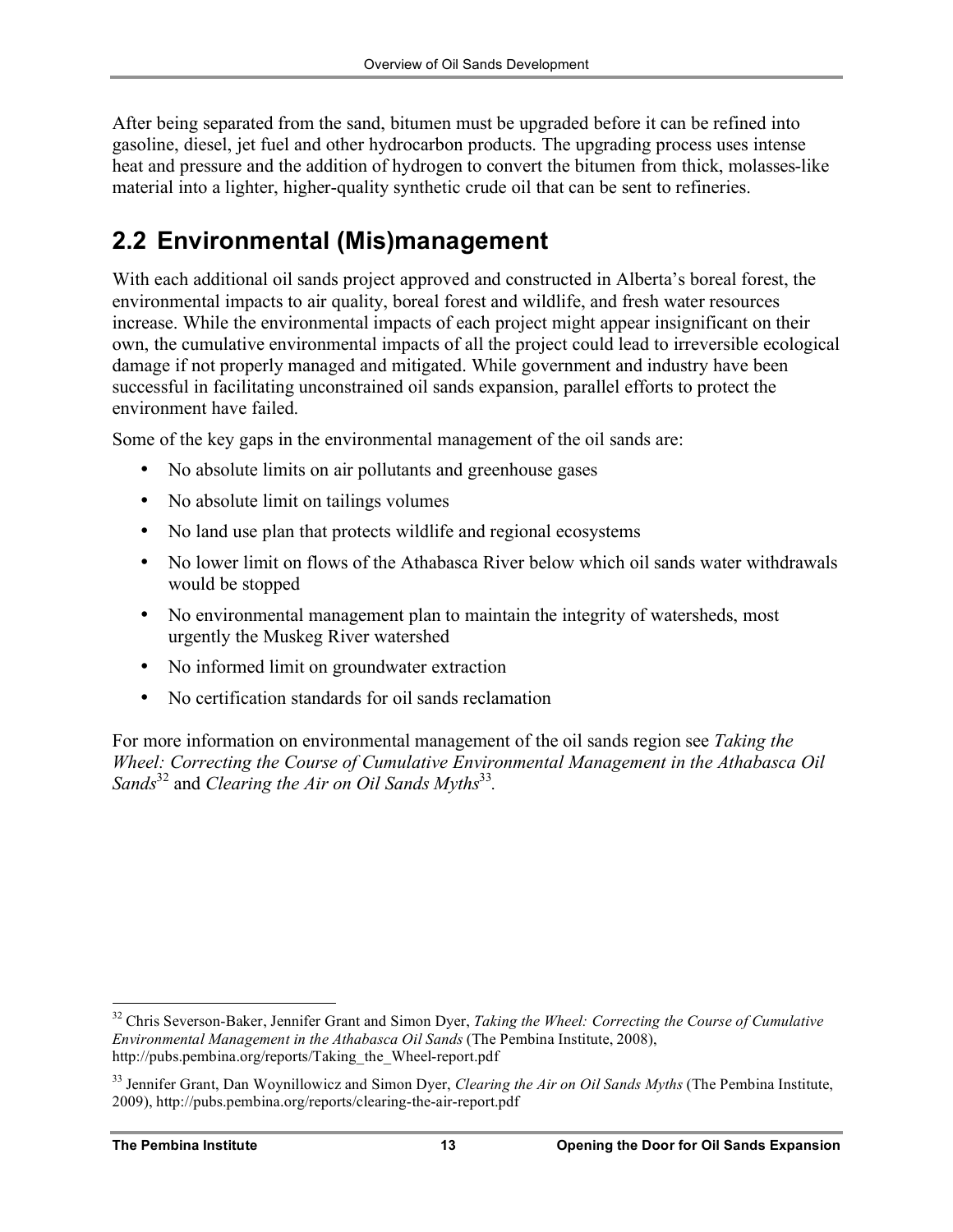After being separated from the sand, bitumen must be upgraded before it can be refined into gasoline, diesel, jet fuel and other hydrocarbon products. The upgrading process uses intense heat and pressure and the addition of hydrogen to convert the bitumen from thick, molasses-like material into a lighter, higher-quality synthetic crude oil that can be sent to refineries.

## 2.2 Environmental (Mis)management

With each additional oil sands project approved and constructed in Alberta's boreal forest, the environmental impacts to air quality, boreal forest and wildlife, and fresh water resources increase. While the environmental impacts of each project might appear insignificant on their own, the cumulative environmental impacts of all the project could lead to irreversible ecological damage if not properly managed and mitigated. While government and industry have been successful in facilitating unconstrained oil sands expansion, parallel efforts to protect the environment have failed.

Some of the key gaps in the environmental management of the oil sands are:

- No absolute limits on air pollutants and greenhouse gases
- No absolute limit on tailings volumes
- No land use plan that protects wildlife and regional ecosystems
- No lower limit on flows of the Athabasca River below which oil sands water withdrawals would be stopped
- No environmental management plan to maintain the integrity of watersheds, most urgently the Muskeg River watershed
- No informed limit on groundwater extraction
- No certification standards for oil sands reclamation

For more information on environmental management of the oil sands region see *Taking the Wheel: Correcting the Course of Cumulative Environmental Management in the Athabasca Oil Sands*[32] and *Clearing the Air on Oil Sands Myths*[33].

[32] Chris Severson-Baker, Jennifer Grant and Simon Dyer, *Taking the Wheel: Correcting the Course of Cumulative Environmental Management in the Athabasca Oil Sands* (The Pembina Institute, 2008), http://pubs.pembina.org/reports/Taking_the_Wheel-report.pdf

[33] Jennifer Grant, Dan Woynillowicz and Simon Dyer, *Clearing the Air on Oil Sands Myths* (The Pembina Institute, 2009), http://pubs.pembina.org/reports/clearing-the-air-report.pdf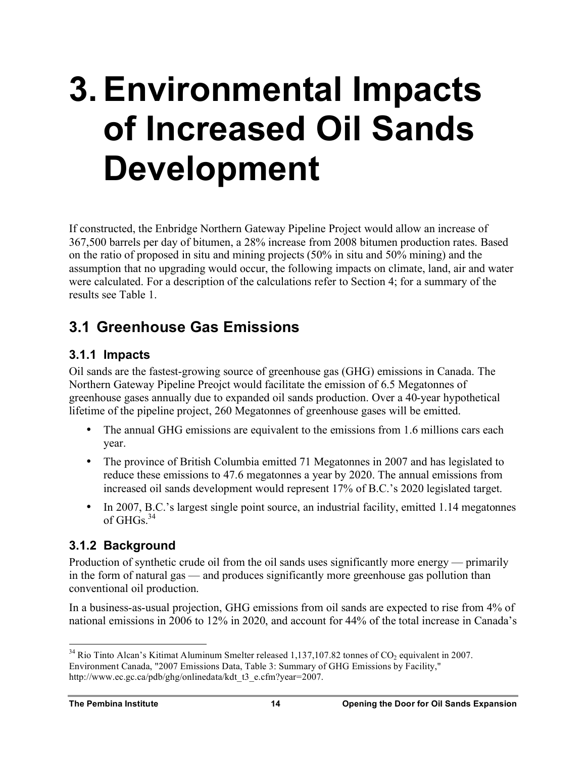# 3. Environmental Impacts of Increased Oil Sands Development

If constructed, the Enbridge Northern Gateway Pipeline Project would allow an increase of 367,500 barrels per day of bitumen, a 28% increase from 2008 bitumen production rates. Based on the ratio of proposed in situ and mining projects (50% in situ and 50% mining) and the assumption that no upgrading would occur, the following impacts on climate, land, air and water were calculated. For a description of the calculations refer to Section 4; for a summary of the results see Table 1.

## 3.1 Greenhouse Gas Emissions

### 3.1.1 Impacts

Oil sands are the fastest-growing source of greenhouse gas (GHG) emissions in Canada. The Northern Gateway Pipeline Preojct would facilitate the emission of 6.5 Megatonnes of greenhouse gases annually due to expanded oil sands production. Over a 40-year hypothetical lifetime of the pipeline project, 260 Megatonnes of greenhouse gases will be emitted.

- The annual GHG emissions are equivalent to the emissions from 1.6 millions cars each year.
- The province of British Columbia emitted 71 Megatonnes in 2007 and has legislated to reduce these emissions to 47.6 megatonnes a year by 2020. The annual emissions from increased oil sands development would represent 17% of B.C.'s 2020 legislated target.
- In 2007, B.C.'s largest single point source, an industrial facility, emitted 1.14 megatonnes of GHGs.[34]

### 3.1.2 Background

Production of synthetic crude oil from the oil sands uses significantly more energy — primarily in the form of natural gas — and produces significantly more greenhouse gas pollution than conventional oil production.

In a business-as-usual projection, GHG emissions from oil sands are expected to rise from 4% of national emissions in 2006 to 12% in 2020, and account for 44% of the total increase in Canada's

[34] Rio Tinto Alcan's Kitimat Aluminum Smelter released 1,137,107.82 tonnes of $CO_2$ equivalent in 2007. Environment Canada, "2007 Emissions Data, Table 3: Summary of GHG Emissions by Facility," http://www.ec.gc.ca/pdb/ghg/onlinedata/kdt_t3_e.cfm?year=2007.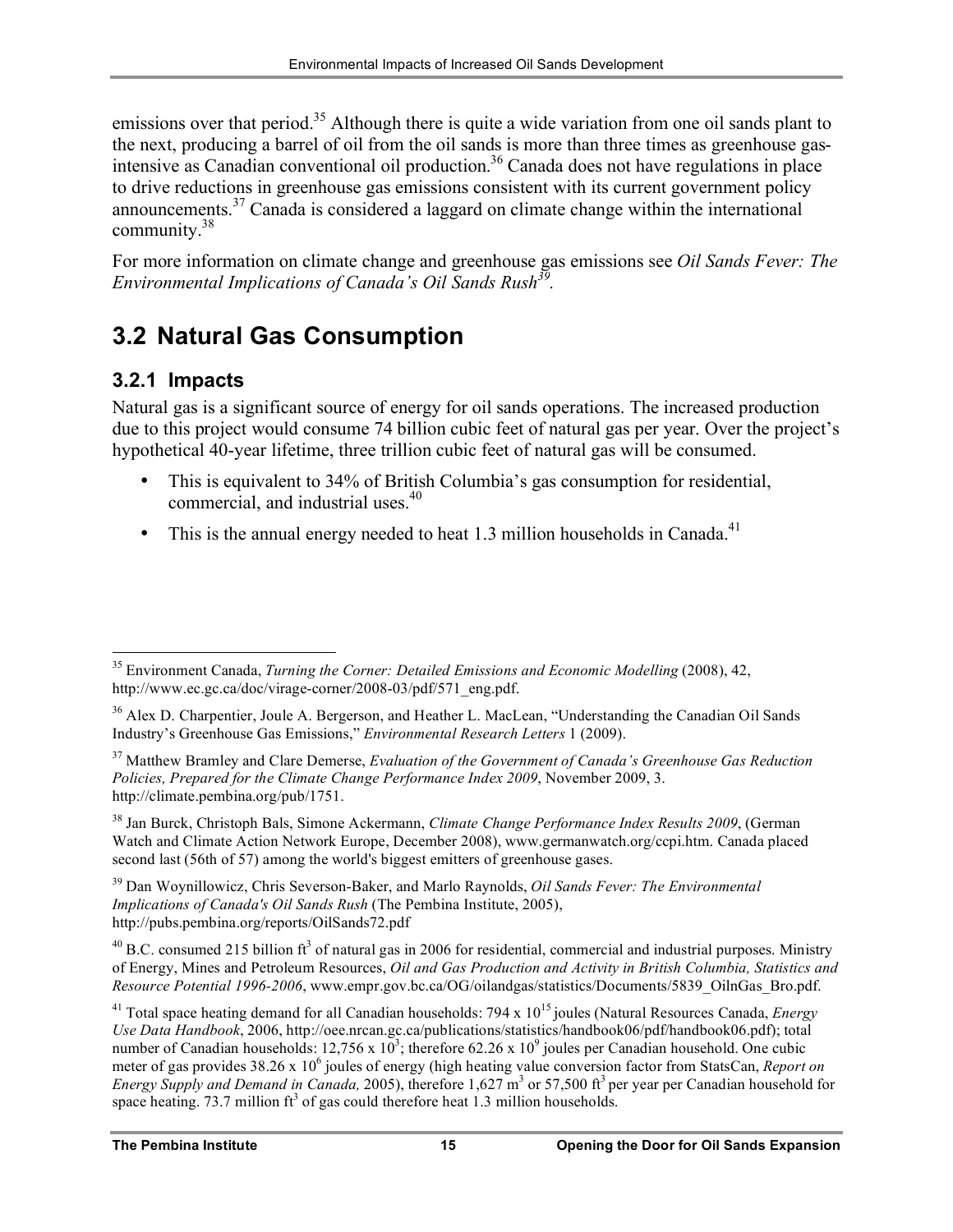emissions over that period.[35] Although there is quite a wide variation from one oil sands plant to the next, producing a barrel of oil from the oil sands is more than three times as greenhouse gas-intensive as Canadian conventional oil production.[36] Canada does not have regulations in place to drive reductions in greenhouse gas emissions consistent with its current government policy announcements.[37] Canada is considered a laggard on climate change within the international community.[38]

For more information on climate change and greenhouse gas emissions see *Oil Sands Fever: The Environmental Implications of Canada's Oil Sands Rush*[39].

## 3.2 Natural Gas Consumption

### 3.2.1 Impacts

Natural gas is a significant source of energy for oil sands operations. The increased production due to this project would consume 74 billion cubic feet of natural gas per year. Over the project's hypothetical 40-year lifetime, three trillion cubic feet of natural gas will be consumed.

- This is equivalent to 34% of British Columbia's gas consumption for residential, commercial, and industrial uses.[40]
- This is the annual energy needed to heat 1.3 million households in Canada.[41]

---

[35] Environment Canada, *Turning the Corner: Detailed Emissions and Economic Modelling* (2008), 42, http://www.ec.gc.ca/doc/virage-corner/2008-03/pdf/571_eng.pdf.

[36] Alex D. Charpentier, Joule A. Bergerson, and Heather L. MacLean, "Understanding the Canadian Oil Sands Industry's Greenhouse Gas Emissions," *Environmental Research Letters* 1 (2009).

[37] Matthew Bramley and Clare Demerse, *Evaluation of the Government of Canada's Greenhouse Gas Reduction Policies, Prepared for the Climate Change Performance Index 2009*, November 2009, 3. http://climate.pembina.org/pub/1751.

[38] Jan Burck, Christoph Bals, Simone Ackermann, *Climate Change Performance Index Results 2009*, (German Watch and Climate Action Network Europe, December 2008), www.germanwatch.org/ccpi.htm. Canada placed second last (56th of 57) among the world's biggest emitters of greenhouse gases.

[39] Dan Woynillowicz, Chris Severson-Baker, and Marlo Raynolds, *Oil Sands Fever: The Environmental Implications of Canada's Oil Sands Rush* (The Pembina Institute, 2005), http://pubs.pembina.org/reports/OilSands72.pdf

[40] B.C. consumed 215 billion $ft^3$ of natural gas in 2006 for residential, commercial and industrial purposes. Ministry of Energy, Mines and Petroleum Resources, *Oil and Gas Production and Activity in British Columbia, Statistics and Resource Potential 1996-2006*, www.empr.gov.bc.ca/OG/oilandgas/statistics/Documents/5839_OilnGas_Bro.pdf.

[41] Total space heating demand for all Canadian households: $794 \times 10^{15}$ joules (Natural Resources Canada, *Energy Use Data Handbook*, 2006, http://oee.nrcan.gc.ca/publications/statistics/handbook06/pdf/handbook06.pdf); total number of Canadian households: $12{,}756 \times 10^3$; therefore $62.26 \times 10^9$ joules per Canadian household. One cubic meter of gas provides $38.26 \times 10^6$ joules of energy (high heating value conversion factor from StatsCan, *Report on Energy Supply and Demand in Canada,* 2005), therefore 1,627 $m^3$ or 57,500 $ft^3$ per year per Canadian household for space heating. 73.7 million $ft^3$ of gas could therefore heat 1.3 million households.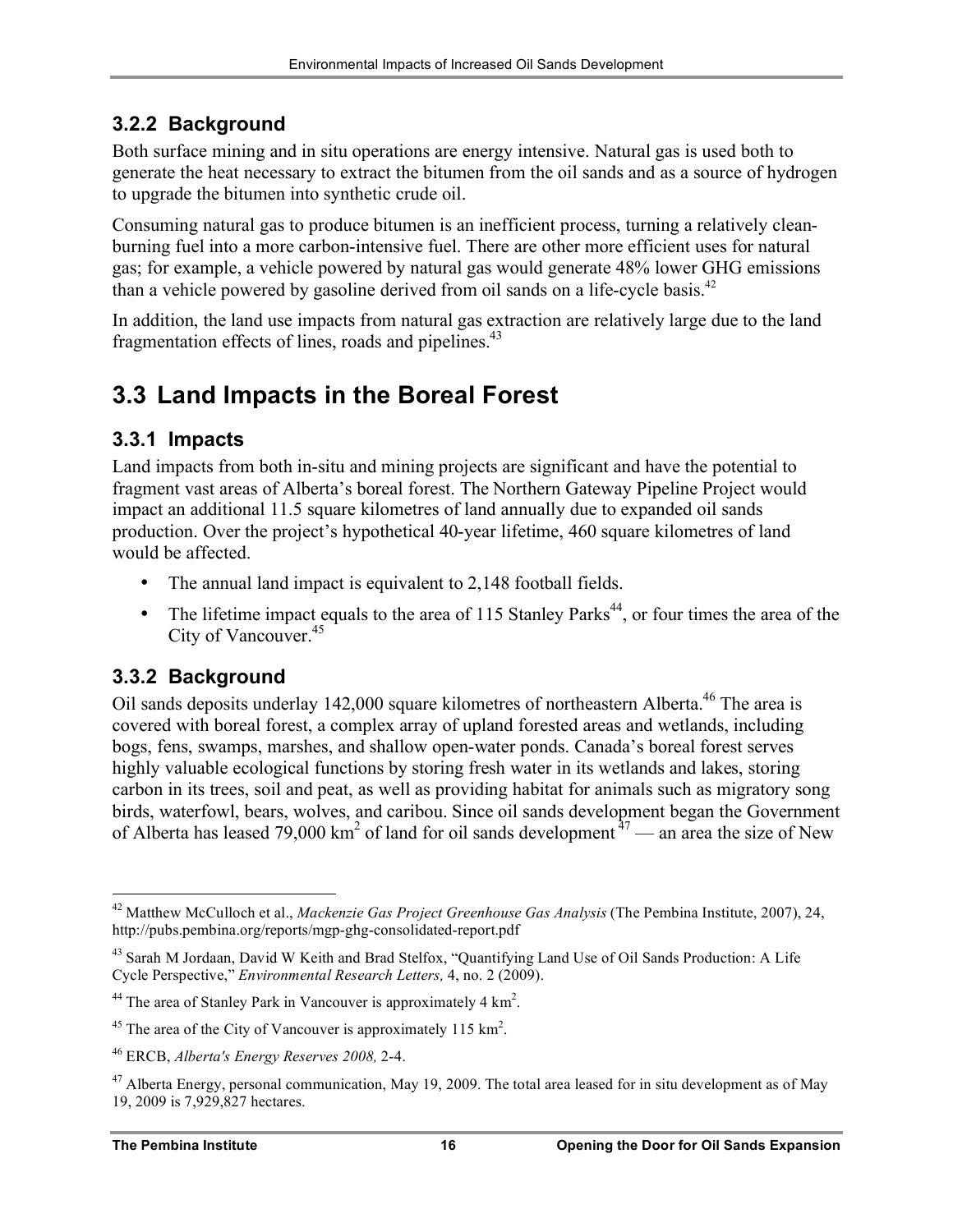### 3.2.2 Background

Both surface mining and in situ operations are energy intensive. Natural gas is used both to generate the heat necessary to extract the bitumen from the oil sands and as a source of hydrogen to upgrade the bitumen into synthetic crude oil.

Consuming natural gas to produce bitumen is an inefficient process, turning a relatively clean-burning fuel into a more carbon-intensive fuel. There are other more efficient uses for natural gas; for example, a vehicle powered by natural gas would generate 48% lower GHG emissions than a vehicle powered by gasoline derived from oil sands on a life-cycle basis.[42]

In addition, the land use impacts from natural gas extraction are relatively large due to the land fragmentation effects of lines, roads and pipelines.[43]

## 3.3 Land Impacts in the Boreal Forest

### 3.3.1 Impacts

Land impacts from both in-situ and mining projects are significant and have the potential to fragment vast areas of Alberta's boreal forest. The Northern Gateway Pipeline Project would impact an additional 11.5 square kilometres of land annually due to expanded oil sands production. Over the project's hypothetical 40-year lifetime, 460 square kilometres of land would be affected.

- The annual land impact is equivalent to 2,148 football fields.
- The lifetime impact equals to the area of 115 Stanley Parks[44], or four times the area of the City of Vancouver.[45]

### 3.3.2 Background

Oil sands deposits underlay 142,000 square kilometres of northeastern Alberta.[46] The area is covered with boreal forest, a complex array of upland forested areas and wetlands, including bogs, fens, swamps, marshes, and shallow open-water ponds. Canada's boreal forest serves highly valuable ecological functions by storing fresh water in its wetlands and lakes, storing carbon in its trees, soil and peat, as well as providing habitat for animals such as migratory song birds, waterfowl, bears, wolves, and caribou. Since oil sands development began the Government of Alberta has leased 79,000 $km^2$ of land for oil sands development [47] — an area the size of New

---

[42] Matthew McCulloch et al., *Mackenzie Gas Project Greenhouse Gas Analysis* (The Pembina Institute, 2007), 24, http://pubs.pembina.org/reports/mgp-ghg-consolidated-report.pdf

[43] Sarah M Jordaan, David W Keith and Brad Stelfox, "Quantifying Land Use of Oil Sands Production: A Life Cycle Perspective," *Environmental Research Letters,* 4, no. 2 (2009).

[44] The area of Stanley Park in Vancouver is approximately 4 $km^2$.

[45] The area of the City of Vancouver is approximately 115 $km^2$.

[46] ERCB, *Alberta's Energy Reserves 2008,* 2-4.

[47] Alberta Energy, personal communication, May 19, 2009. The total area leased for in situ development as of May 19, 2009 is 7,929,827 hectares.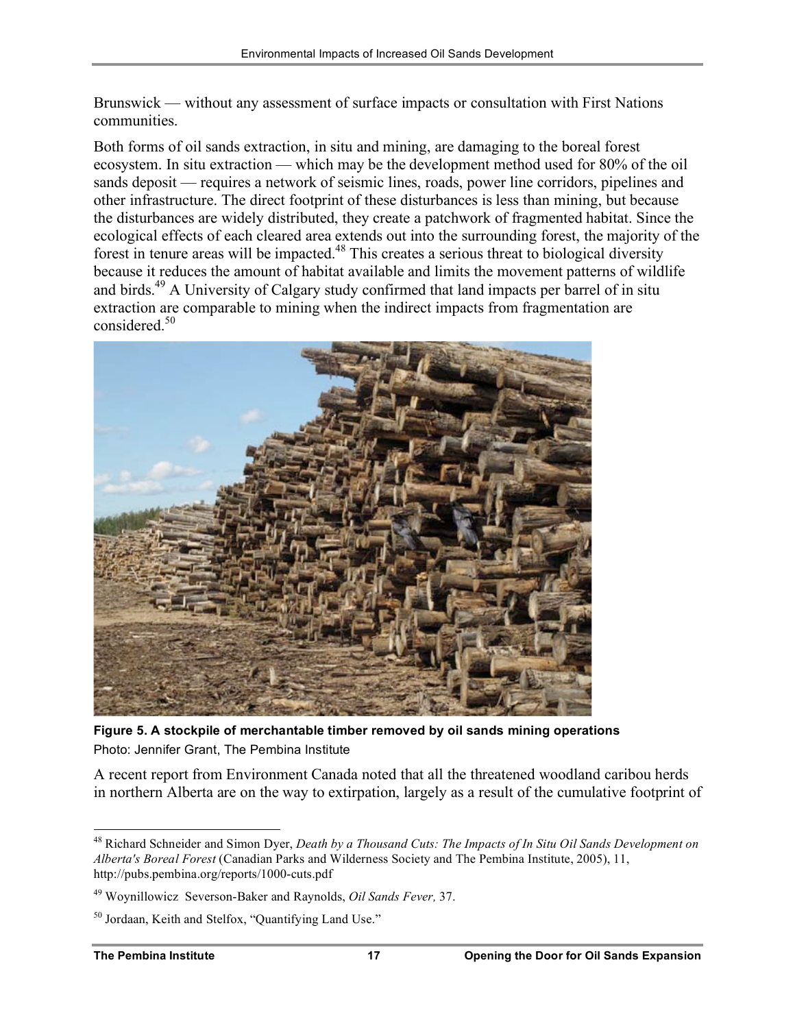Brunswick — without any assessment of surface impacts or consultation with First Nations communities.

Both forms of oil sands extraction, in situ and mining, are damaging to the boreal forest ecosystem. In situ extraction — which may be the development method used for 80% of the oil sands deposit — requires a network of seismic lines, roads, power line corridors, pipelines and other infrastructure. The direct footprint of these disturbances is less than mining, but because the disturbances are widely distributed, they create a patchwork of fragmented habitat. Since the ecological effects of each cleared area extends out into the surrounding forest, the majority of the forest in tenure areas will be impacted.[48] This creates a serious threat to biological diversity because it reduces the amount of habitat available and limits the movement patterns of wildlife and birds.[49] A University of Calgary study confirmed that land impacts per barrel of in situ extraction are comparable to mining when the indirect impacts from fragmentation are considered.[50]

**Figure 5. A stockpile of merchantable timber removed by oil sands mining operations**
Photo: Jennifer Grant, The Pembina Institute

A recent report from Environment Canada noted that all the threatened woodland caribou herds in northern Alberta are on the way to extirpation, largely as a result of the cumulative footprint of

---

[48] Richard Schneider and Simon Dyer, *Death by a Thousand Cuts: The Impacts of In Situ Oil Sands Development on Alberta's Boreal Forest* (Canadian Parks and Wilderness Society and The Pembina Institute, 2005), 11, http://pubs.pembina.org/reports/1000-cuts.pdf

[49] Woynillowicz Severson-Baker and Raynolds, *Oil Sands Fever,* 37.

[50] Jordaan, Keith and Stelfox, "Quantifying Land Use."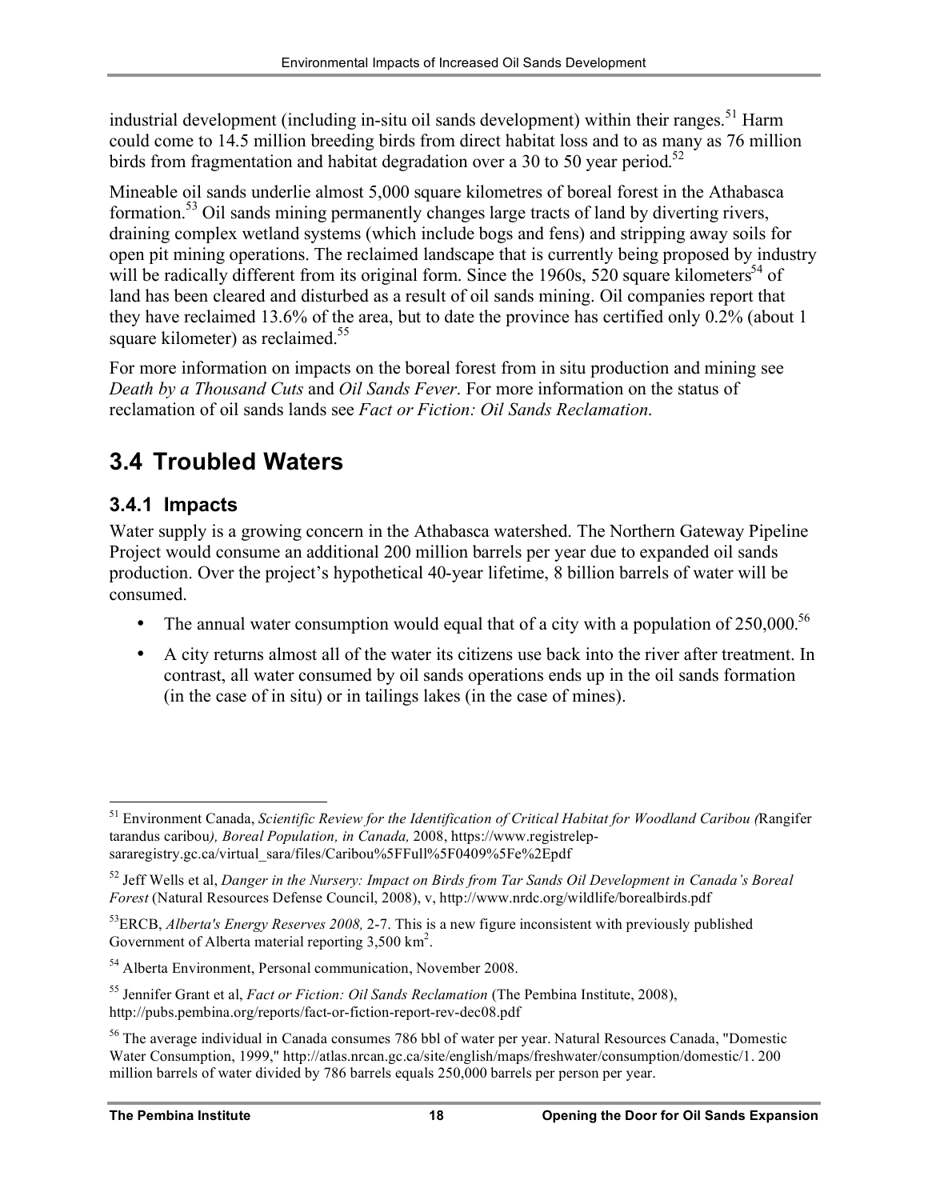industrial development (including in-situ oil sands development) within their ranges.[51] Harm could come to 14.5 million breeding birds from direct habitat loss and to as many as 76 million birds from fragmentation and habitat degradation over a 30 to 50 year period.[52]

Mineable oil sands underlie almost 5,000 square kilometres of boreal forest in the Athabasca formation.[53] Oil sands mining permanently changes large tracts of land by diverting rivers, draining complex wetland systems (which include bogs and fens) and stripping away soils for open pit mining operations. The reclaimed landscape that is currently being proposed by industry will be radically different from its original form. Since the 1960s, 520 square kilometers[54] of land has been cleared and disturbed as a result of oil sands mining. Oil companies report that they have reclaimed 13.6% of the area, but to date the province has certified only 0.2% (about 1 square kilometer) as reclaimed.[55]

For more information on impacts on the boreal forest from in situ production and mining see *Death by a Thousand Cuts* and *Oil Sands Fever*. For more information on the status of reclamation of oil sands lands see *Fact or Fiction: Oil Sands Reclamation*.

## 3.4 Troubled Waters

### 3.4.1 Impacts

Water supply is a growing concern in the Athabasca watershed. The Northern Gateway Pipeline Project would consume an additional 200 million barrels per year due to expanded oil sands production. Over the project's hypothetical 40-year lifetime, 8 billion barrels of water will be consumed.

- The annual water consumption would equal that of a city with a population of 250,000.[56]
- A city returns almost all of the water its citizens use back into the river after treatment. In contrast, all water consumed by oil sands operations ends up in the oil sands formation (in the case of in situ) or in tailings lakes (in the case of mines).

---

[51] Environment Canada, *Scientific Review for the Identification of Critical Habitat for Woodland Caribou (*Rangifer tarandus caribou*), Boreal Population, in Canada,* 2008, https://www.registrelep-sararegistry.gc.ca/virtual_sara/files/Caribou%5FFull%5F0409%5Fe%2Epdf

[52] Jeff Wells et al, *Danger in the Nursery: Impact on Birds from Tar Sands Oil Development in Canada's Boreal Forest* (Natural Resources Defense Council, 2008), v, http://www.nrdc.org/wildlife/borealbirds.pdf

[53] ERCB, *Alberta's Energy Reserves 2008,* 2-7. This is a new figure inconsistent with previously published Government of Alberta material reporting 3,500 km$^2$.

[54] Alberta Environment, Personal communication, November 2008.

[55] Jennifer Grant et al, *Fact or Fiction: Oil Sands Reclamation* (The Pembina Institute, 2008), http://pubs.pembina.org/reports/fact-or-fiction-report-rev-dec08.pdf

[56] The average individual in Canada consumes 786 bbl of water per year. Natural Resources Canada, "Domestic Water Consumption, 1999," http://atlas.nrcan.gc.ca/site/english/maps/freshwater/consumption/domestic/1. 200 million barrels of water divided by 786 barrels equals 250,000 barrels per person per year.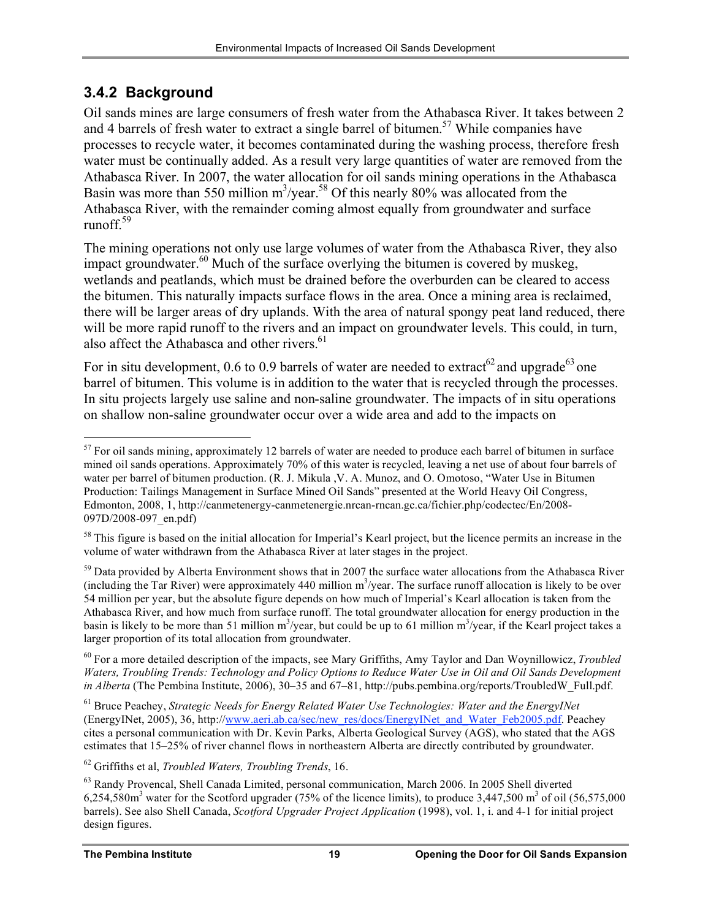### 3.4.2 Background

Oil sands mines are large consumers of fresh water from the Athabasca River. It takes between 2 and 4 barrels of fresh water to extract a single barrel of bitumen.[57] While companies have processes to recycle water, it becomes contaminated during the washing process, therefore fresh water must be continually added. As a result very large quantities of water are removed from the Athabasca River. In 2007, the water allocation for oil sands mining operations in the Athabasca Basin was more than 550 million $m^3$/year.[58] Of this nearly 80% was allocated from the Athabasca River, with the remainder coming almost equally from groundwater and surface runoff.[59]

The mining operations not only use large volumes of water from the Athabasca River, they also impact groundwater.[60] Much of the surface overlying the bitumen is covered by muskeg, wetlands and peatlands, which must be drained before the overburden can be cleared to access the bitumen. This naturally impacts surface flows in the area. Once a mining area is reclaimed, there will be larger areas of dry uplands. With the area of natural spongy peat land reduced, there will be more rapid runoff to the rivers and an impact on groundwater levels. This could, in turn, also affect the Athabasca and other rivers.[61]

For in situ development, 0.6 to 0.9 barrels of water are needed to extract[62] and upgrade[63] one barrel of bitumen. This volume is in addition to the water that is recycled through the processes. In situ projects largely use saline and non-saline groundwater. The impacts of in situ operations on shallow non-saline groundwater occur over a wide area and add to the impacts on

---

[57] For oil sands mining, approximately 12 barrels of water are needed to produce each barrel of bitumen in surface mined oil sands operations. Approximately 70% of this water is recycled, leaving a net use of about four barrels of water per barrel of bitumen production. (R. J. Mikula ,V. A. Munoz, and O. Omotoso, "Water Use in Bitumen Production: Tailings Management in Surface Mined Oil Sands" presented at the World Heavy Oil Congress, Edmonton, 2008, 1, http://canmetenergy-canmetenergie.nrcan-rncan.gc.ca/fichier.php/codectec/En/2008-097D/2008-097_en.pdf)

[58] This figure is based on the initial allocation for Imperial's Kearl project, but the licence permits an increase in the volume of water withdrawn from the Athabasca River at later stages in the project.

[59] Data provided by Alberta Environment shows that in 2007 the surface water allocations from the Athabasca River (including the Tar River) were approximately 440 million $m^3$/year. The surface runoff allocation is likely to be over 54 million per year, but the absolute figure depends on how much of Imperial's Kearl allocation is taken from the Athabasca River, and how much from surface runoff. The total groundwater allocation for energy production in the basin is likely to be more than 51 million $m^3$/year, but could be up to 61 million $m^3$/year, if the Kearl project takes a larger proportion of its total allocation from groundwater.

[60] For a more detailed description of the impacts, see Mary Griffiths, Amy Taylor and Dan Woynillowicz, *Troubled Waters, Troubling Trends: Technology and Policy Options to Reduce Water Use in Oil and Oil Sands Development in Alberta* (The Pembina Institute, 2006), 30–35 and 67–81, http://pubs.pembina.org/reports/TroubledW_Full.pdf.

[61] Bruce Peachey, *Strategic Needs for Energy Related Water Use Technologies: Water and the EnergyINet* (EnergyINet, 2005), 36, http://www.aeri.ab.ca/sec/new_res/docs/EnergyINet_and_Water_Feb2005.pdf. Peachey cites a personal communication with Dr. Kevin Parks, Alberta Geological Survey (AGS), who stated that the AGS estimates that 15–25% of river channel flows in northeastern Alberta are directly contributed by groundwater.

[62] Griffiths et al, *Troubled Waters, Troubling Trends*, 16.

[63] Randy Provencal, Shell Canada Limited, personal communication, March 2006. In 2005 Shell diverted 6,254,580$m^3$ water for the Scotford upgrader (75% of the licence limits), to produce 3,447,500 $m^3$ of oil (56,575,000 barrels). See also Shell Canada, *Scotford Upgrader Project Application* (1998), vol. 1, i. and 4-1 for initial project design figures.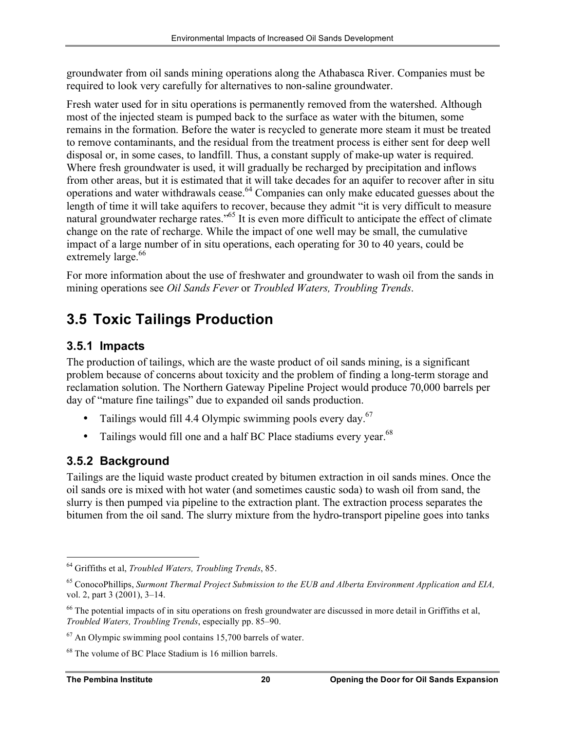groundwater from oil sands mining operations along the Athabasca River. Companies must be required to look very carefully for alternatives to non-saline groundwater.

Fresh water used for in situ operations is permanently removed from the watershed. Although most of the injected steam is pumped back to the surface as water with the bitumen, some remains in the formation. Before the water is recycled to generate more steam it must be treated to remove contaminants, and the residual from the treatment process is either sent for deep well disposal or, in some cases, to landfill. Thus, a constant supply of make-up water is required. Where fresh groundwater is used, it will gradually be recharged by precipitation and inflows from other areas, but it is estimated that it will take decades for an aquifer to recover after in situ operations and water withdrawals cease.[64] Companies can only make educated guesses about the length of time it will take aquifers to recover, because they admit "it is very difficult to measure natural groundwater recharge rates."[65] It is even more difficult to anticipate the effect of climate change on the rate of recharge. While the impact of one well may be small, the cumulative impact of a large number of in situ operations, each operating for 30 to 40 years, could be extremely large.[66]

For more information about the use of freshwater and groundwater to wash oil from the sands in mining operations see *Oil Sands Fever* or *Troubled Waters, Troubling Trends*.

## 3.5 Toxic Tailings Production

### 3.5.1 Impacts

The production of tailings, which are the waste product of oil sands mining, is a significant problem because of concerns about toxicity and the problem of finding a long-term storage and reclamation solution. The Northern Gateway Pipeline Project would produce 70,000 barrels per day of "mature fine tailings" due to expanded oil sands production.

- Tailings would fill 4.4 Olympic swimming pools every day.[67]
- Tailings would fill one and a half BC Place stadiums every year.[68]

### 3.5.2 Background

Tailings are the liquid waste product created by bitumen extraction in oil sands mines. Once the oil sands ore is mixed with hot water (and sometimes caustic soda) to wash oil from sand, the slurry is then pumped via pipeline to the extraction plant. The extraction process separates the bitumen from the oil sand. The slurry mixture from the hydro-transport pipeline goes into tanks

---

[64] Griffiths et al, *Troubled Waters, Troubling Trends*, 85.

[65] ConocoPhillips, *Surmont Thermal Project Submission to the EUB and Alberta Environment Application and EIA,* vol. 2, part 3 (2001), 3–14.

[66] The potential impacts of in situ operations on fresh groundwater are discussed in more detail in Griffiths et al, *Troubled Waters, Troubling Trends*, especially pp. 85–90.

[67] An Olympic swimming pool contains 15,700 barrels of water.

[68] The volume of BC Place Stadium is 16 million barrels.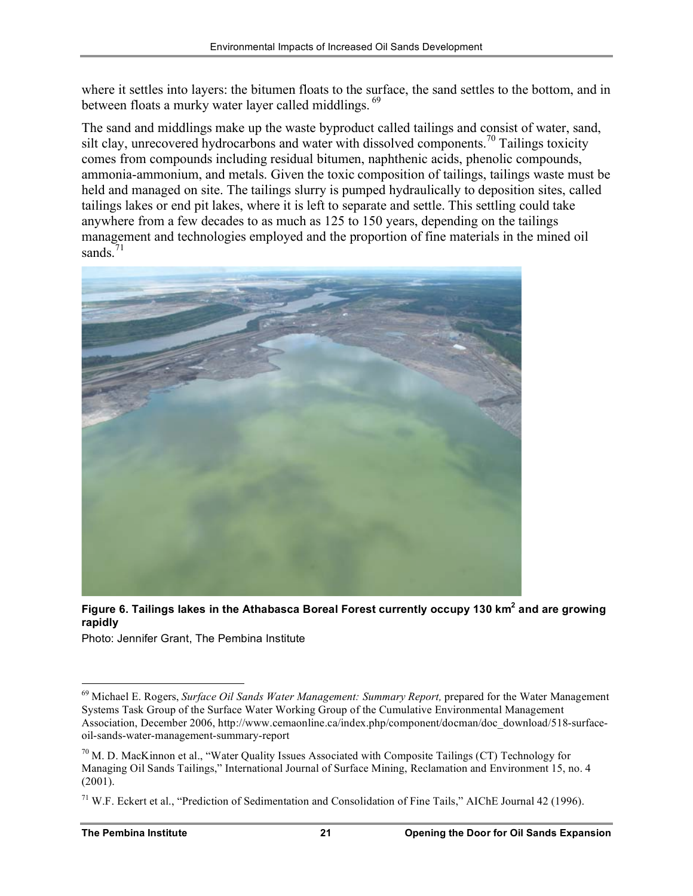where it settles into layers: the bitumen floats to the surface, the sand settles to the bottom, and in between floats a murky water layer called middlings.[69]

The sand and middlings make up the waste byproduct called tailings and consist of water, sand, silt clay, unrecovered hydrocarbons and water with dissolved components.[70] Tailings toxicity comes from compounds including residual bitumen, naphthenic acids, phenolic compounds, ammonia-ammonium, and metals. Given the toxic composition of tailings, tailings waste must be held and managed on site. The tailings slurry is pumped hydraulically to deposition sites, called tailings lakes or end pit lakes, where it is left to separate and settle. This settling could take anywhere from a few decades to as much as 125 to 150 years, depending on the tailings management and technologies employed and the proportion of fine materials in the mined oil sands.[71]

**Figure 6. Tailings lakes in the Athabasca Boreal Forest currently occupy 130 km$^2$ and are growing rapidly**

Photo: Jennifer Grant, The Pembina Institute

---

[69] Michael E. Rogers, *Surface Oil Sands Water Management: Summary Report,* prepared for the Water Management Systems Task Group of the Surface Water Working Group of the Cumulative Environmental Management Association, December 2006, http://www.cemaonline.ca/index.php/component/docman/doc_download/518-surface-oil-sands-water-management-summary-report

[70] M. D. MacKinnon et al., "Water Quality Issues Associated with Composite Tailings (CT) Technology for Managing Oil Sands Tailings," International Journal of Surface Mining, Reclamation and Environment 15, no. 4 (2001).

[71] W.F. Eckert et al., "Prediction of Sedimentation and Consolidation of Fine Tails," AIChE Journal 42 (1996).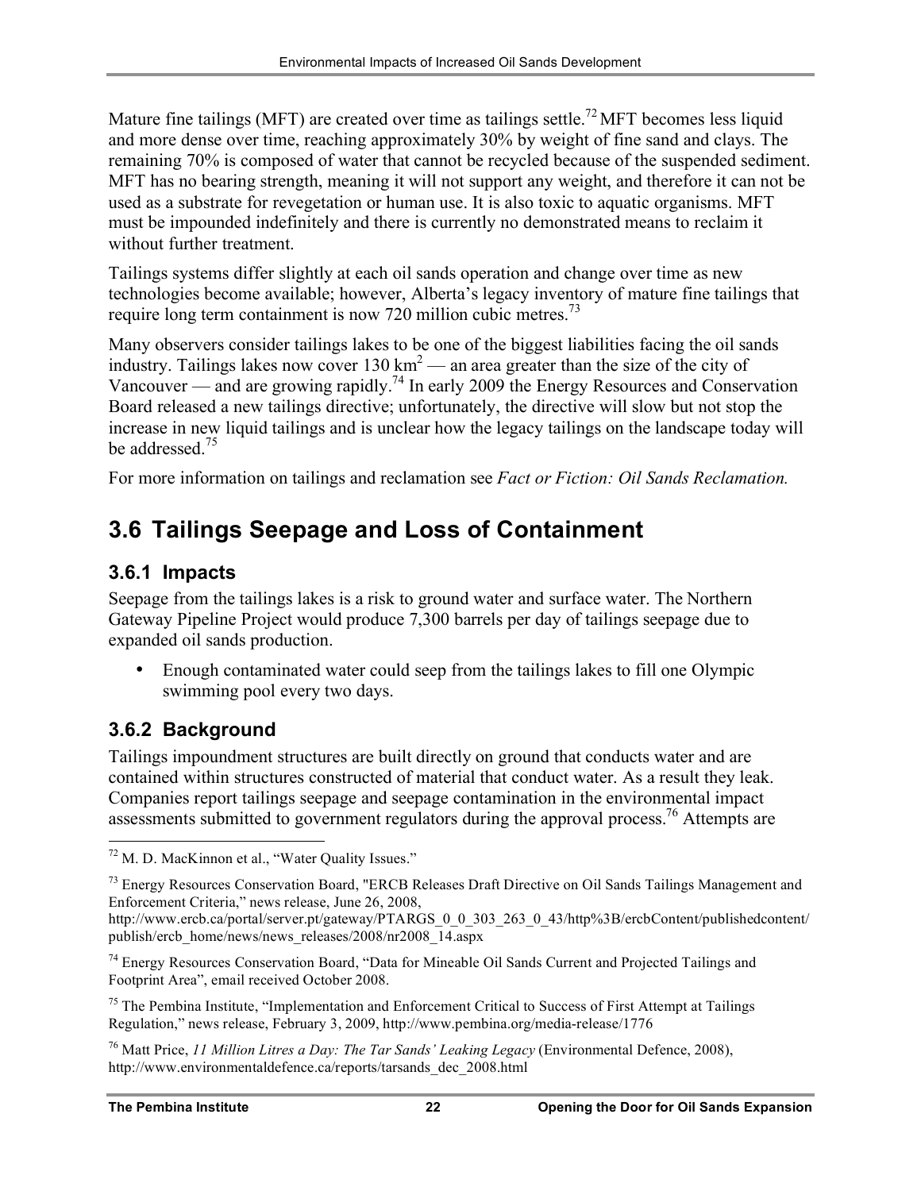Mature fine tailings (MFT) are created over time as tailings settle.[72] MFT becomes less liquid and more dense over time, reaching approximately 30% by weight of fine sand and clays. The remaining 70% is composed of water that cannot be recycled because of the suspended sediment. MFT has no bearing strength, meaning it will not support any weight, and therefore it can not be used as a substrate for revegetation or human use. It is also toxic to aquatic organisms. MFT must be impounded indefinitely and there is currently no demonstrated means to reclaim it without further treatment.

Tailings systems differ slightly at each oil sands operation and change over time as new technologies become available; however, Alberta's legacy inventory of mature fine tailings that require long term containment is now 720 million cubic metres.[73]

Many observers consider tailings lakes to be one of the biggest liabilities facing the oil sands industry. Tailings lakes now cover 130 $km^2$ — an area greater than the size of the city of Vancouver — and are growing rapidly.[74] In early 2009 the Energy Resources and Conservation Board released a new tailings directive; unfortunately, the directive will slow but not stop the increase in new liquid tailings and is unclear how the legacy tailings on the landscape today will be addressed.[75]

For more information on tailings and reclamation see *Fact or Fiction: Oil Sands Reclamation.*

## 3.6 Tailings Seepage and Loss of Containment

### 3.6.1 Impacts

Seepage from the tailings lakes is a risk to ground water and surface water. The Northern Gateway Pipeline Project would produce 7,300 barrels per day of tailings seepage due to expanded oil sands production.

- Enough contaminated water could seep from the tailings lakes to fill one Olympic swimming pool every two days.

### 3.6.2 Background

Tailings impoundment structures are built directly on ground that conducts water and are contained within structures constructed of material that conduct water. As a result they leak. Companies report tailings seepage and seepage contamination in the environmental impact assessments submitted to government regulators during the approval process.[76] Attempts are

---

[72] M. D. MacKinnon et al., "Water Quality Issues."

[73] Energy Resources Conservation Board, "ERCB Releases Draft Directive on Oil Sands Tailings Management and Enforcement Criteria," news release, June 26, 2008, http://www.ercb.ca/portal/server.pt/gateway/PTARGS_0_0_303_263_0_43/http%3B/ercbContent/publishedcontent/publish/ercb_home/news/news_releases/2008/nr2008_14.aspx

[74] Energy Resources Conservation Board, "Data for Mineable Oil Sands Current and Projected Tailings and Footprint Area", email received October 2008.

[75] The Pembina Institute, "Implementation and Enforcement Critical to Success of First Attempt at Tailings Regulation," news release, February 3, 2009, http://www.pembina.org/media-release/1776

[76] Matt Price, *11 Million Litres a Day: The Tar Sands' Leaking Legacy* (Environmental Defence, 2008), http://www.environmentaldefence.ca/reports/tarsands_dec_2008.html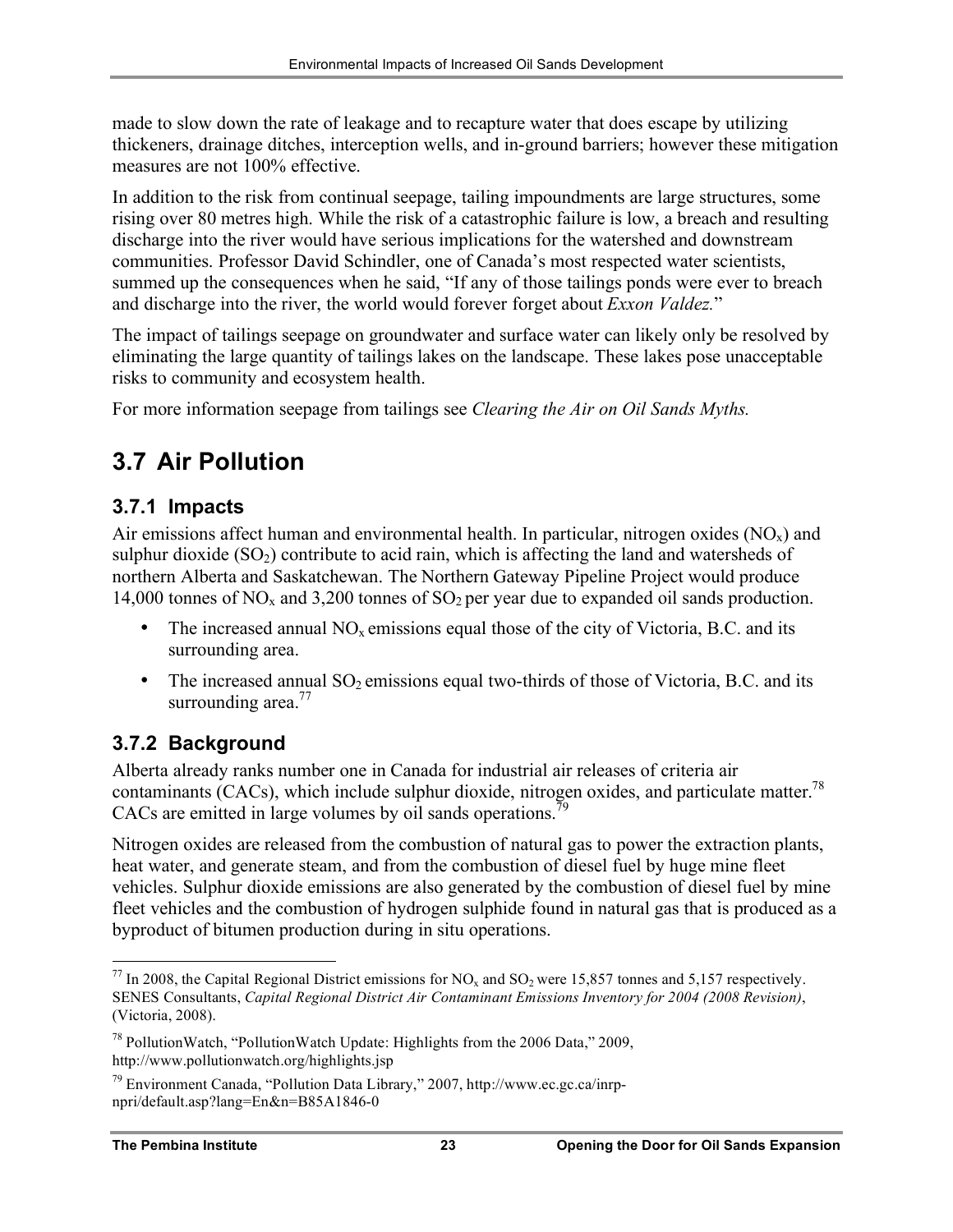made to slow down the rate of leakage and to recapture water that does escape by utilizing thickeners, drainage ditches, interception wells, and in-ground barriers; however these mitigation measures are not 100% effective.

In addition to the risk from continual seepage, tailing impoundments are large structures, some rising over 80 metres high. While the risk of a catastrophic failure is low, a breach and resulting discharge into the river would have serious implications for the watershed and downstream communities. Professor David Schindler, one of Canada's most respected water scientists, summed up the consequences when he said, "If any of those tailings ponds were ever to breach and discharge into the river, the world would forever forget about *Exxon Valdez.*"

The impact of tailings seepage on groundwater and surface water can likely only be resolved by eliminating the large quantity of tailings lakes on the landscape. These lakes pose unacceptable risks to community and ecosystem health.

For more information seepage from tailings see *Clearing the Air on Oil Sands Myths.*

## 3.7 Air Pollution

### 3.7.1 Impacts

Air emissions affect human and environmental health. In particular, nitrogen oxides ($NO_x$) and sulphur dioxide ($SO_2$) contribute to acid rain, which is affecting the land and watersheds of northern Alberta and Saskatchewan. The Northern Gateway Pipeline Project would produce 14,000 tonnes of $NO_x$ and 3,200 tonnes of $SO_2$ per year due to expanded oil sands production.

- The increased annual $NO_x$ emissions equal those of the city of Victoria, B.C. and its surrounding area.
- The increased annual $SO_2$ emissions equal two-thirds of those of Victoria, B.C. and its surrounding area.[77]

### 3.7.2 Background

Alberta already ranks number one in Canada for industrial air releases of criteria air contaminants (CACs), which include sulphur dioxide, nitrogen oxides, and particulate matter.[78] CACs are emitted in large volumes by oil sands operations.[79]

Nitrogen oxides are released from the combustion of natural gas to power the extraction plants, heat water, and generate steam, and from the combustion of diesel fuel by huge mine fleet vehicles. Sulphur dioxide emissions are also generated by the combustion of diesel fuel by mine fleet vehicles and the combustion of hydrogen sulphide found in natural gas that is produced as a byproduct of bitumen production during in situ operations.

---

[77] In 2008, the Capital Regional District emissions for $NO_x$ and $SO_2$ were 15,857 tonnes and 5,157 respectively. SENES Consultants, *Capital Regional District Air Contaminant Emissions Inventory for 2004 (2008 Revision)*, (Victoria, 2008).

[78] PollutionWatch, "PollutionWatch Update: Highlights from the 2006 Data," 2009, http://www.pollutionwatch.org/highlights.jsp

[79] Environment Canada, "Pollution Data Library," 2007, http://www.ec.gc.ca/inrp-npri/default.asp?lang=En&n=B85A1846-0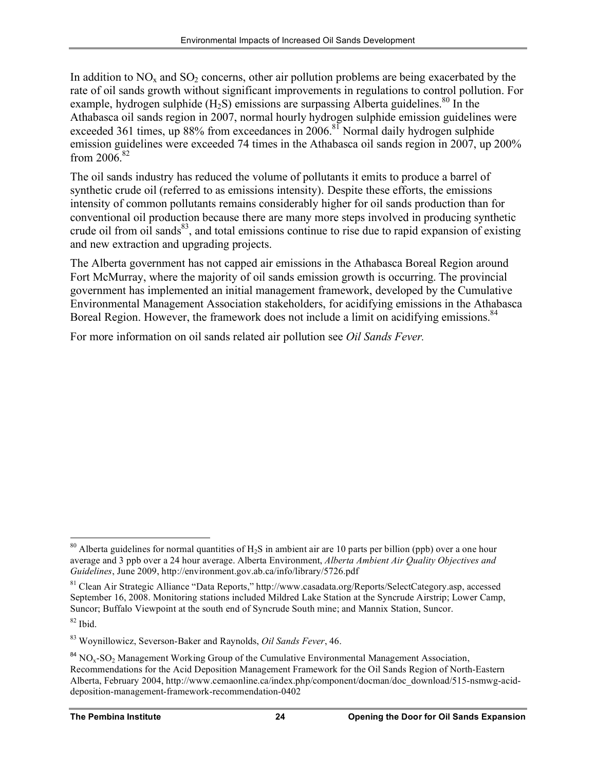In addition to $NO_x$ and $SO_2$ concerns, other air pollution problems are being exacerbated by the rate of oil sands growth without significant improvements in regulations to control pollution. For example, hydrogen sulphide ($H_2S$) emissions are surpassing Alberta guidelines.[80] In the Athabasca oil sands region in 2007, normal hourly hydrogen sulphide emission guidelines were exceeded 361 times, up 88% from exceedances in 2006.[81] Normal daily hydrogen sulphide emission guidelines were exceeded 74 times in the Athabasca oil sands region in 2007, up 200% from 2006.[82]

The oil sands industry has reduced the volume of pollutants it emits to produce a barrel of synthetic crude oil (referred to as emissions intensity). Despite these efforts, the emissions intensity of common pollutants remains considerably higher for oil sands production than for conventional oil production because there are many more steps involved in producing synthetic crude oil from oil sands[83], and total emissions continue to rise due to rapid expansion of existing and new extraction and upgrading projects.

The Alberta government has not capped air emissions in the Athabasca Boreal Region around Fort McMurray, where the majority of oil sands emission growth is occurring. The provincial government has implemented an initial management framework, developed by the Cumulative Environmental Management Association stakeholders, for acidifying emissions in the Athabasca Boreal Region. However, the framework does not include a limit on acidifying emissions.[84]

For more information on oil sands related air pollution see *Oil Sands Fever.*

---

[80] Alberta guidelines for normal quantities of $H_2S$ in ambient air are 10 parts per billion (ppb) over a one hour average and 3 ppb over a 24 hour average. Alberta Environment, *Alberta Ambient Air Quality Objectives and Guidelines*, June 2009, http://environment.gov.ab.ca/info/library/5726.pdf

[81] Clean Air Strategic Alliance "Data Reports," http://www.casadata.org/Reports/SelectCategory.asp, accessed September 16, 2008. Monitoring stations included Mildred Lake Station at the Syncrude Airstrip; Lower Camp, Suncor; Buffalo Viewpoint at the south end of Syncrude South mine; and Mannix Station, Suncor.

[82] Ibid.

[83] Woynillowicz, Severson-Baker and Raynolds, *Oil Sands Fever*, 46.

[84] $NO_x$-$SO_2$ Management Working Group of the Cumulative Environmental Management Association, Recommendations for the Acid Deposition Management Framework for the Oil Sands Region of North-Eastern Alberta, February 2004, http://www.cemaonline.ca/index.php/component/docman/doc_download/515-nsmwg-acid-deposition-management-framework-recommendation-0402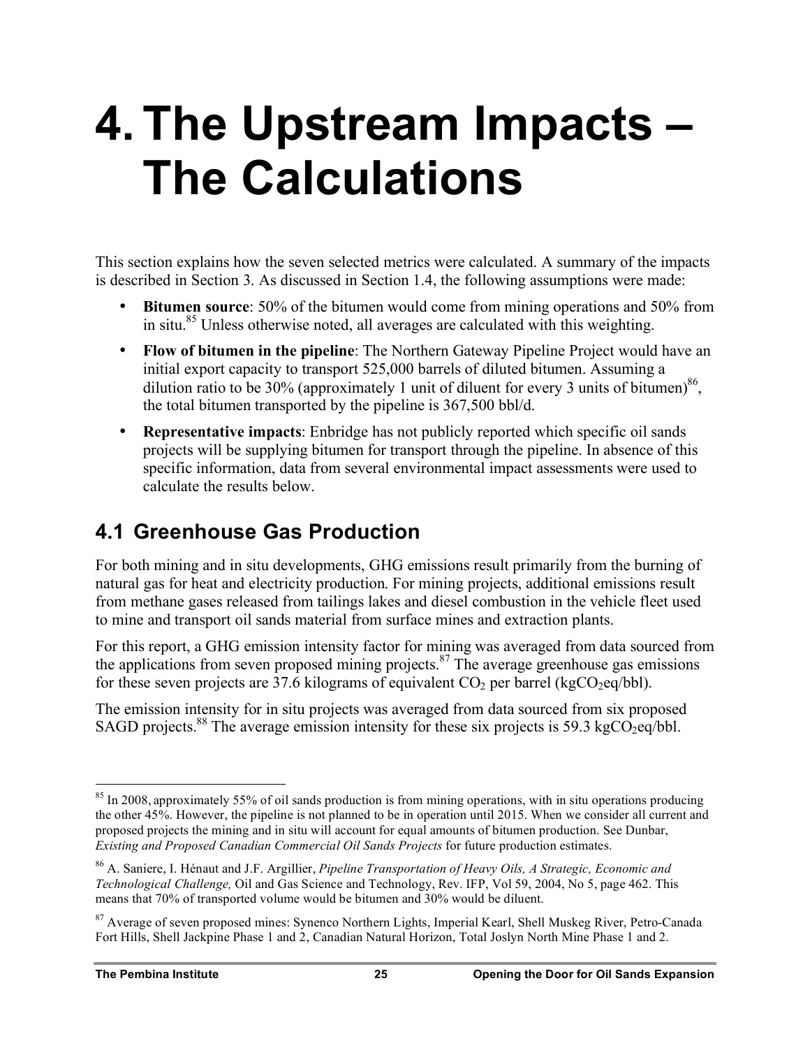# 4. The Upstream Impacts – The Calculations

This section explains how the seven selected metrics were calculated. A summary of the impacts is described in Section 3. As discussed in Section 1.4, the following assumptions were made:

- **Bitumen source**: 50% of the bitumen would come from mining operations and 50% from in situ.[85] Unless otherwise noted, all averages are calculated with this weighting.
- **Flow of bitumen in the pipeline**: The Northern Gateway Pipeline Project would have an initial export capacity to transport 525,000 barrels of diluted bitumen. Assuming a dilution ratio to be 30% (approximately 1 unit of diluent for every 3 units of bitumen)[86], the total bitumen transported by the pipeline is 367,500 bbl/d.
- **Representative impacts**: Enbridge has not publicly reported which specific oil sands projects will be supplying bitumen for transport through the pipeline. In absence of this specific information, data from several environmental impact assessments were used to calculate the results below.

## 4.1 Greenhouse Gas Production

For both mining and in situ developments, GHG emissions result primarily from the burning of natural gas for heat and electricity production. For mining projects, additional emissions result from methane gases released from tailings lakes and diesel combustion in the vehicle fleet used to mine and transport oil sands material from surface mines and extraction plants.

For this report, a GHG emission intensity factor for mining was averaged from data sourced from the applications from seven proposed mining projects.[87] The average greenhouse gas emissions for these seven projects are 37.6 kilograms of equivalent $CO_2$ per barrel ($kgCO_2eq/bbl$).

The emission intensity for in situ projects was averaged from data sourced from six proposed SAGD projects.[88] The average emission intensity for these six projects is 59.3 $kgCO_2eq/bbl$.

---

[85] In 2008, approximately 55% of oil sands production is from mining operations, with in situ operations producing the other 45%. However, the pipeline is not planned to be in operation until 2015. When we consider all current and proposed projects the mining and in situ will account for equal amounts of bitumen production. See Dunbar, *Existing and Proposed Canadian Commercial Oil Sands Projects* for future production estimates.

[86] A. Saniere, I. Hénaut and J.F. Argillier, *Pipeline Transportation of Heavy Oils, A Strategic, Economic and Technological Challenge,* Oil and Gas Science and Technology, Rev. IFP, Vol 59, 2004, No 5, page 462. This means that 70% of transported volume would be bitumen and 30% would be diluent.

[87] Average of seven proposed mines: Synenco Northern Lights, Imperial Kearl, Shell Muskeg River, Petro-Canada Fort Hills, Shell Jackpine Phase 1 and 2, Canadian Natural Horizon, Total Joslyn North Mine Phase 1 and 2.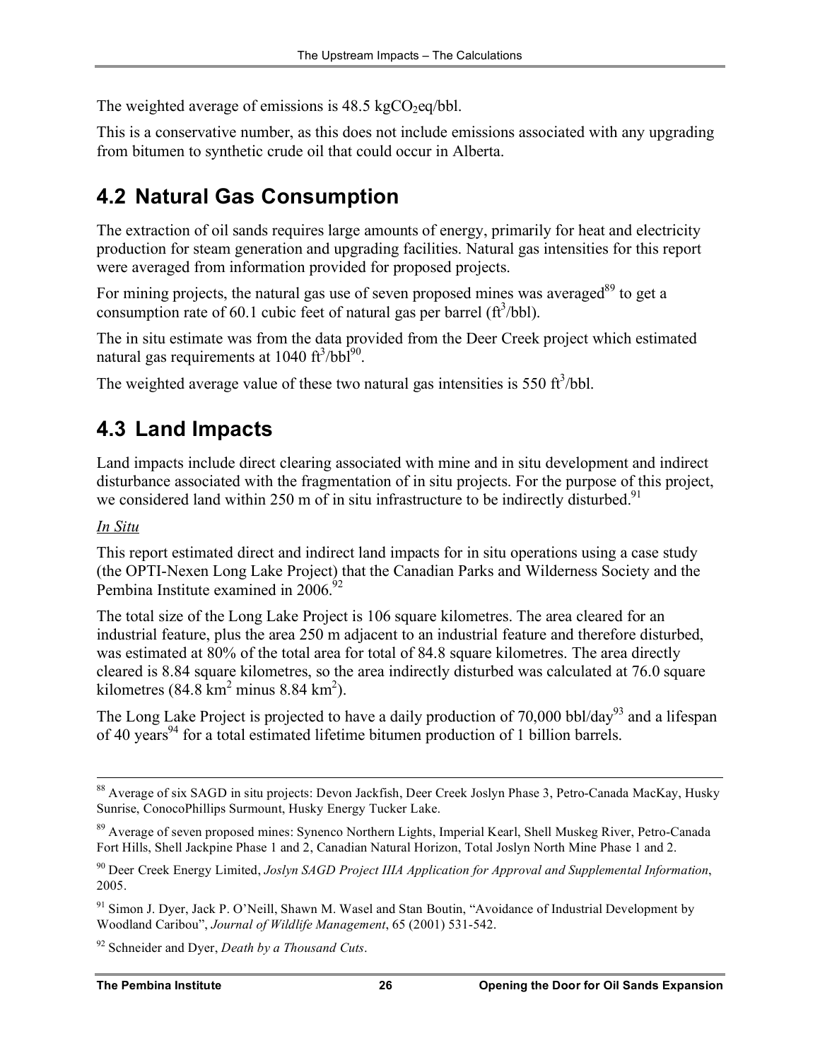The weighted average of emissions is 48.5 $kgCO_2eq/bbl$.

This is a conservative number, as this does not include emissions associated with any upgrading from bitumen to synthetic crude oil that could occur in Alberta.

## 4.2 Natural Gas Consumption

The extraction of oil sands requires large amounts of energy, primarily for heat and electricity production for steam generation and upgrading facilities. Natural gas intensities for this report were averaged from information provided for proposed projects.

For mining projects, the natural gas use of seven proposed mines was averaged[89] to get a consumption rate of 60.1 cubic feet of natural gas per barrel ($ft^3/bbl$).

The in situ estimate was from the data provided from the Deer Creek project which estimated natural gas requirements at 1040 $ft^3/bbl$[90].

The weighted average value of these two natural gas intensities is 550 $ft^3/bbl$.

## 4.3 Land Impacts

Land impacts include direct clearing associated with mine and in situ development and indirect disturbance associated with the fragmentation of in situ projects. For the purpose of this project, we considered land within 250 m of in situ infrastructure to be indirectly disturbed.[91]

*In Situ*

This report estimated direct and indirect land impacts for in situ operations using a case study (the OPTI-Nexen Long Lake Project) that the Canadian Parks and Wilderness Society and the Pembina Institute examined in 2006.[92]

The total size of the Long Lake Project is 106 square kilometres. The area cleared for an industrial feature, plus the area 250 m adjacent to an industrial feature and therefore disturbed, was estimated at 80% of the total area for total of 84.8 square kilometres. The area directly cleared is 8.84 square kilometres, so the area indirectly disturbed was calculated at 76.0 square kilometres (84.8 $km^2$ minus 8.84 $km^2$).

The Long Lake Project is projected to have a daily production of 70,000 bbl/day[93] and a lifespan of 40 years[94] for a total estimated lifetime bitumen production of 1 billion barrels.

---

[88] Average of six SAGD in situ projects: Devon Jackfish, Deer Creek Joslyn Phase 3, Petro-Canada MacKay, Husky Sunrise, ConocoPhillips Surmount, Husky Energy Tucker Lake.

[89] Average of seven proposed mines: Synenco Northern Lights, Imperial Kearl, Shell Muskeg River, Petro-Canada Fort Hills, Shell Jackpine Phase 1 and 2, Canadian Natural Horizon, Total Joslyn North Mine Phase 1 and 2.

[90] Deer Creek Energy Limited, *Joslyn SAGD Project IIIA Application for Approval and Supplemental Information*, 2005.

[91] Simon J. Dyer, Jack P. O'Neill, Shawn M. Wasel and Stan Boutin, "Avoidance of Industrial Development by Woodland Caribou", *Journal of Wildlife Management*, 65 (2001) 531-542.

[92] Schneider and Dyer, *Death by a Thousand Cuts*.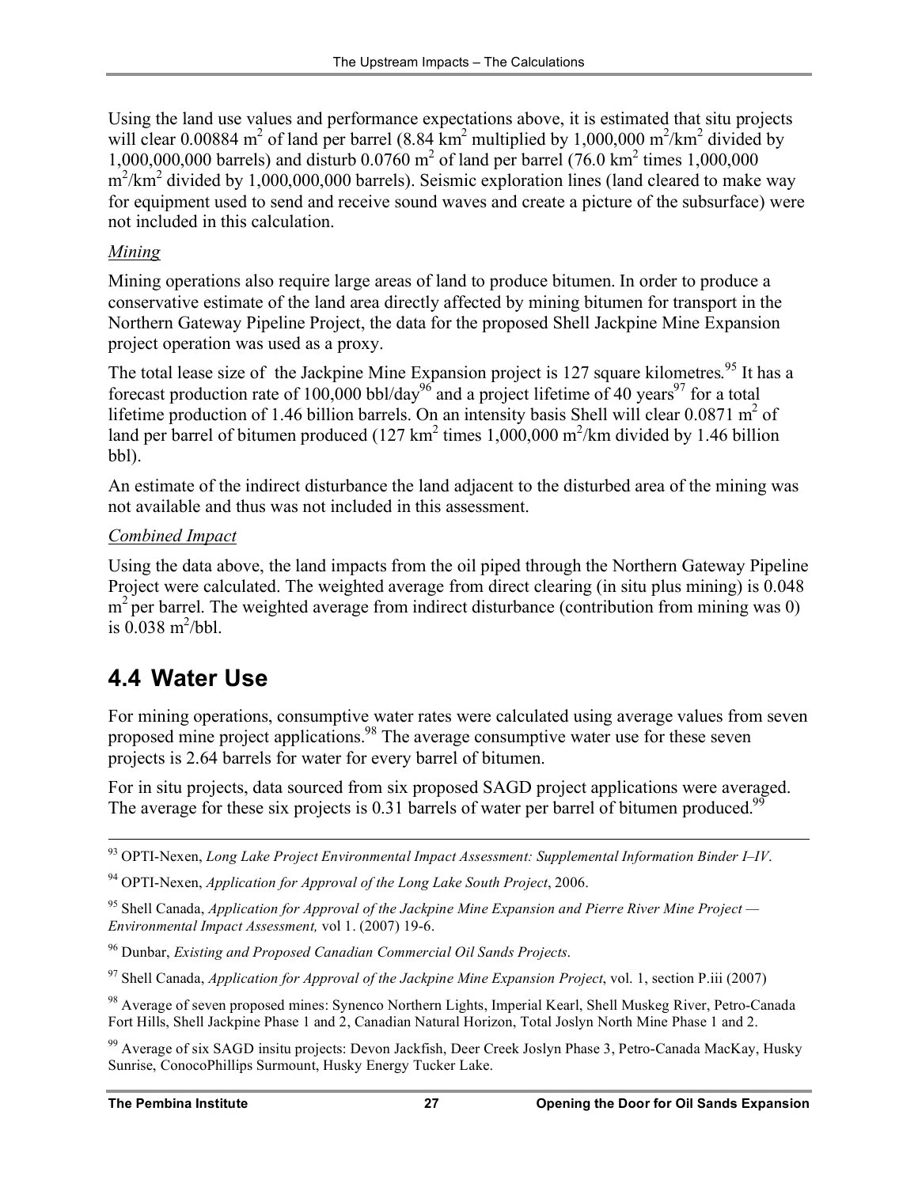Using the land use values and performance expectations above, it is estimated that situ projects will clear 0.00884 $m^2$ of land per barrel (8.84 $km^2$ multiplied by 1,000,000 $m^2/km^2$ divided by 1,000,000,000 barrels) and disturb 0.0760 $m^2$ of land per barrel (76.0 $km^2$ times 1,000,000 $m^2/km^2$ divided by 1,000,000,000 barrels). Seismic exploration lines (land cleared to make way for equipment used to send and receive sound waves and create a picture of the subsurface) were not included in this calculation.

*Mining*

Mining operations also require large areas of land to produce bitumen. In order to produce a conservative estimate of the land area directly affected by mining bitumen for transport in the Northern Gateway Pipeline Project, the data for the proposed Shell Jackpine Mine Expansion project operation was used as a proxy.

The total lease size of the Jackpine Mine Expansion project is 127 square kilometres.[95] It has a forecast production rate of 100,000 bbl/day[96] and a project lifetime of 40 years[97] for a total lifetime production of 1.46 billion barrels. On an intensity basis Shell will clear 0.0871 $m^2$ of land per barrel of bitumen produced (127 $km^2$ times 1,000,000 $m^2$/km divided by 1.46 billion bbl).

An estimate of the indirect disturbance the land adjacent to the disturbed area of the mining was not available and thus was not included in this assessment.

*Combined Impact*

Using the data above, the land impacts from the oil piped through the Northern Gateway Pipeline Project were calculated. The weighted average from direct clearing (in situ plus mining) is 0.048 $m^2$ per barrel. The weighted average from indirect disturbance (contribution from mining was 0) is 0.038 $m^2$/bbl.

## 4.4 Water Use

For mining operations, consumptive water rates were calculated using average values from seven proposed mine project applications.[98] The average consumptive water use for these seven projects is 2.64 barrels for water for every barrel of bitumen.

For in situ projects, data sourced from six proposed SAGD project applications were averaged. The average for these six projects is 0.31 barrels of water per barrel of bitumen produced.[99]

---

[93] OPTI-Nexen, *Long Lake Project Environmental Impact Assessment: Supplemental Information Binder I–IV*.

[94] OPTI-Nexen, *Application for Approval of the Long Lake South Project*, 2006.

[95] Shell Canada, *Application for Approval of the Jackpine Mine Expansion and Pierre River Mine Project — Environmental Impact Assessment,* vol 1. (2007) 19-6.

[96] Dunbar, *Existing and Proposed Canadian Commercial Oil Sands Projects*.

[97] Shell Canada, *Application for Approval of the Jackpine Mine Expansion Project*, vol. 1, section P.iii (2007)

[98] Average of seven proposed mines: Synenco Northern Lights, Imperial Kearl, Shell Muskeg River, Petro-Canada Fort Hills, Shell Jackpine Phase 1 and 2, Canadian Natural Horizon, Total Joslyn North Mine Phase 1 and 2.

[99] Average of six SAGD insitu projects: Devon Jackfish, Deer Creek Joslyn Phase 3, Petro-Canada MacKay, Husky Sunrise, ConocoPhillips Surmount, Husky Energy Tucker Lake.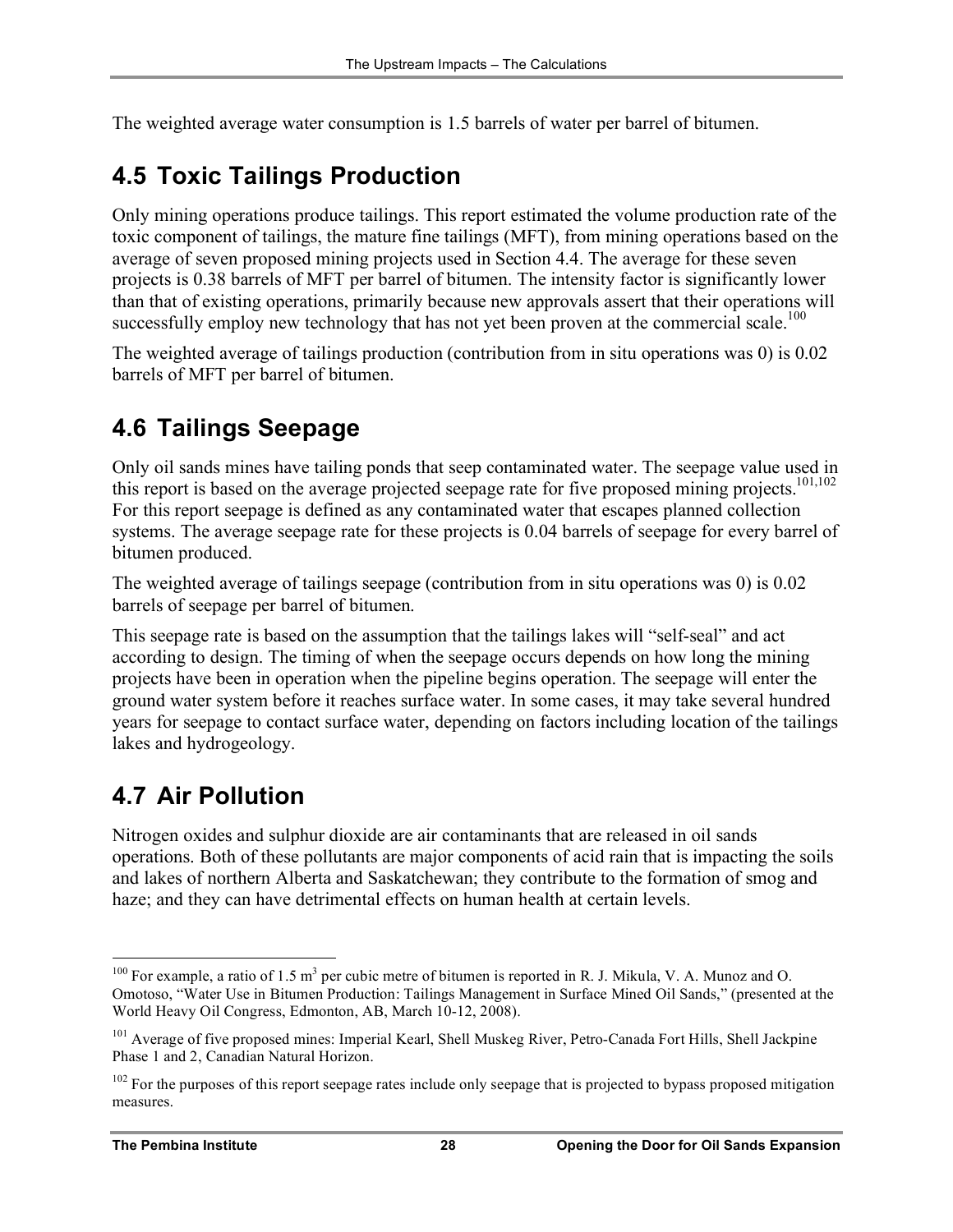The weighted average water consumption is 1.5 barrels of water per barrel of bitumen.

## 4.5 Toxic Tailings Production

Only mining operations produce tailings. This report estimated the volume production rate of the toxic component of tailings, the mature fine tailings (MFT), from mining operations based on the average of seven proposed mining projects used in Section 4.4. The average for these seven projects is 0.38 barrels of MFT per barrel of bitumen. The intensity factor is significantly lower than that of existing operations, primarily because new approvals assert that their operations will successfully employ new technology that has not yet been proven at the commercial scale.[100]

The weighted average of tailings production (contribution from in situ operations was 0) is 0.02 barrels of MFT per barrel of bitumen.

## 4.6 Tailings Seepage

Only oil sands mines have tailing ponds that seep contaminated water. The seepage value used in this report is based on the average projected seepage rate for five proposed mining projects.[101,102] For this report seepage is defined as any contaminated water that escapes planned collection systems. The average seepage rate for these projects is 0.04 barrels of seepage for every barrel of bitumen produced.

The weighted average of tailings seepage (contribution from in situ operations was 0) is 0.02 barrels of seepage per barrel of bitumen.

This seepage rate is based on the assumption that the tailings lakes will "self-seal" and act according to design. The timing of when the seepage occurs depends on how long the mining projects have been in operation when the pipeline begins operation. The seepage will enter the ground water system before it reaches surface water. In some cases, it may take several hundred years for seepage to contact surface water, depending on factors including location of the tailings lakes and hydrogeology.

## 4.7 Air Pollution

Nitrogen oxides and sulphur dioxide are air contaminants that are released in oil sands operations. Both of these pollutants are major components of acid rain that is impacting the soils and lakes of northern Alberta and Saskatchewan; they contribute to the formation of smog and haze; and they can have detrimental effects on human health at certain levels.

---

[100] For example, a ratio of 1.5 $m^3$ per cubic metre of bitumen is reported in R. J. Mikula, V. A. Munoz and O. Omotoso, "Water Use in Bitumen Production: Tailings Management in Surface Mined Oil Sands," (presented at the World Heavy Oil Congress, Edmonton, AB, March 10-12, 2008).

[101] Average of five proposed mines: Imperial Kearl, Shell Muskeg River, Petro-Canada Fort Hills, Shell Jackpine Phase 1 and 2, Canadian Natural Horizon.

[102] For the purposes of this report seepage rates include only seepage that is projected to bypass proposed mitigation measures.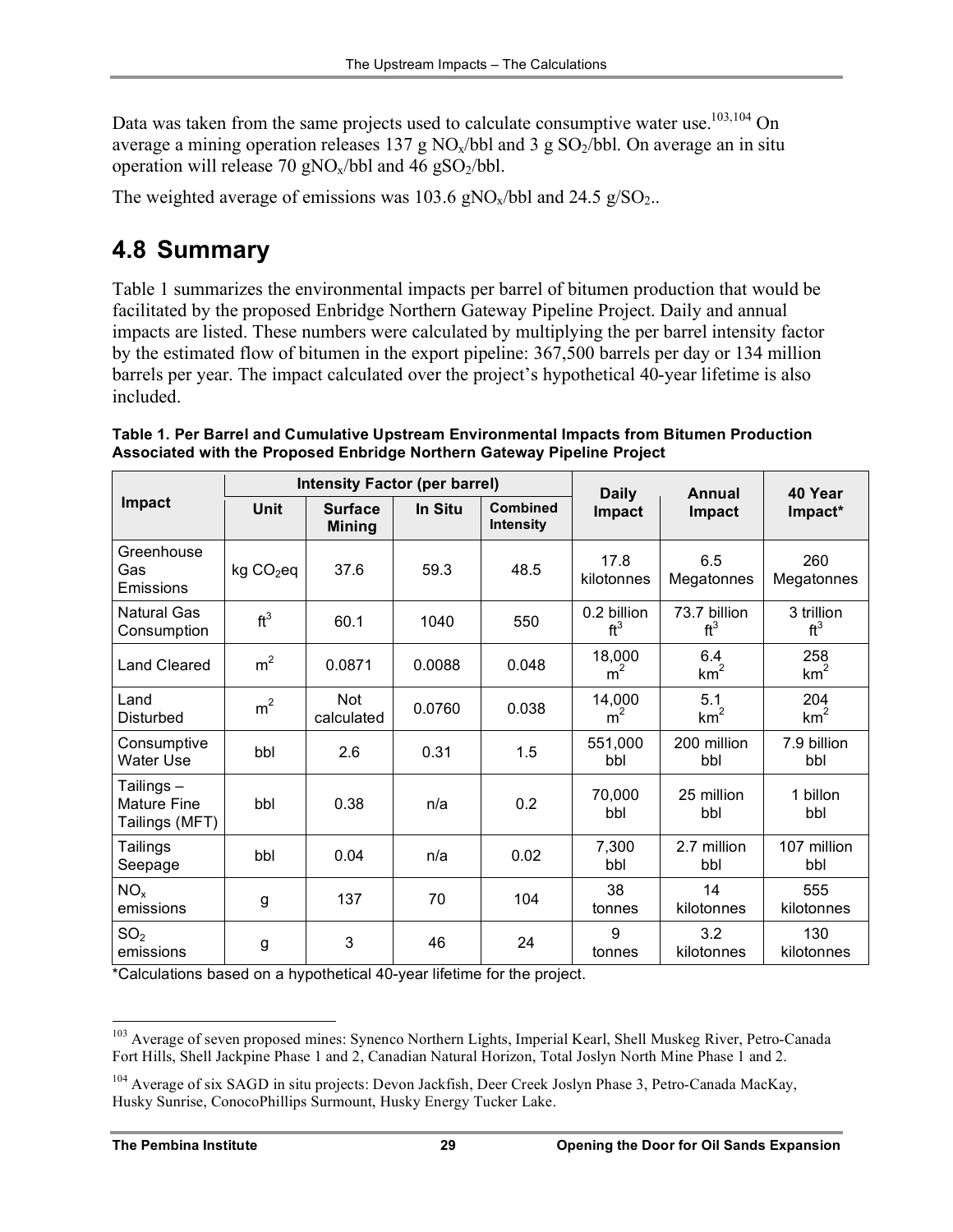Data was taken from the same projects used to calculate consumptive water use.[103,104] On average a mining operation releases 137 g $NO_x$/bbl and 3 g $SO_2$/bbl. On average an in situ operation will release 70 g$NO_x$/bbl and 46 g$SO_2$/bbl.

The weighted average of emissions was 103.6 g$NO_x$/bbl and 24.5 g/$SO_2$..

## 4.8 Summary

Table 1 summarizes the environmental impacts per barrel of bitumen production that would be facilitated by the proposed Enbridge Northern Gateway Pipeline Project. Daily and annual impacts are listed. These numbers were calculated by multiplying the per barrel intensity factor by the estimated flow of bitumen in the export pipeline: 367,500 barrels per day or 134 million barrels per year. The impact calculated over the project's hypothetical 40-year lifetime is also included.

**Table 1. Per Barrel and Cumulative Upstream Environmental Impacts from Bitumen Production Associated with the Proposed Enbridge Northern Gateway Pipeline Project**

| Impact | Intensity Factor (per barrel) | | | | Daily Impact | Annual Impact | 40 Year Impact* |
|---|---|---|---|---|---|---|---|
| | Unit | Surface Mining | In Situ | Combined Intensity | | | |
| Greenhouse Gas Emissions | kg $CO_2$eq | 37.6 | 59.3 | 48.5 | 17.8 kilotonnes | 6.5 Megatonnes | 260 Megatonnes |
| Natural Gas Consumption | $ft^3$ | 60.1 | 1040 | 550 | 0.2 billion $ft^3$ | 73.7 billion $ft^3$ | 3 trillion $ft^3$ |
| Land Cleared | $m^2$ | 0.0871 | 0.0088 | 0.048 | 18,000 $m^2$ | 6.4 $km^2$ | 258 $km^2$ |
| Land Disturbed | $m^2$ | Not calculated | 0.0760 | 0.038 | 14,000 $m^2$ | 5.1 $km^2$ | 204 $km^2$ |
| Consumptive Water Use | bbl | 2.6 | 0.31 | 1.5 | 551,000 bbl | 200 million bbl | 7.9 billion bbl |
| Tailings – Mature Fine Tailings (MFT) | bbl | 0.38 | n/a | 0.2 | 70,000 bbl | 25 million bbl | 1 billon bbl |
| Tailings Seepage | bbl | 0.04 | n/a | 0.02 | 7,300 bbl | 2.7 million bbl | 107 million bbl |
| $NO_x$ emissions | g | 137 | 70 | 104 | 38 tonnes | 14 kilotonnes | 555 kilotonnes |
| $SO_2$ emissions | g | 3 | 46 | 24 | 9 tonnes | 3.2 kilotonnes | 130 kilotonnes |

*Calculations based on a hypothetical 40-year lifetime for the project.

[103] Average of seven proposed mines: Synenco Northern Lights, Imperial Kearl, Shell Muskeg River, Petro-Canada Fort Hills, Shell Jackpine Phase 1 and 2, Canadian Natural Horizon, Total Joslyn North Mine Phase 1 and 2.

[104] Average of six SAGD in situ projects: Devon Jackfish, Deer Creek Joslyn Phase 3, Petro-Canada MacKay, Husky Sunrise, ConocoPhillips Surmount, Husky Energy Tucker Lake.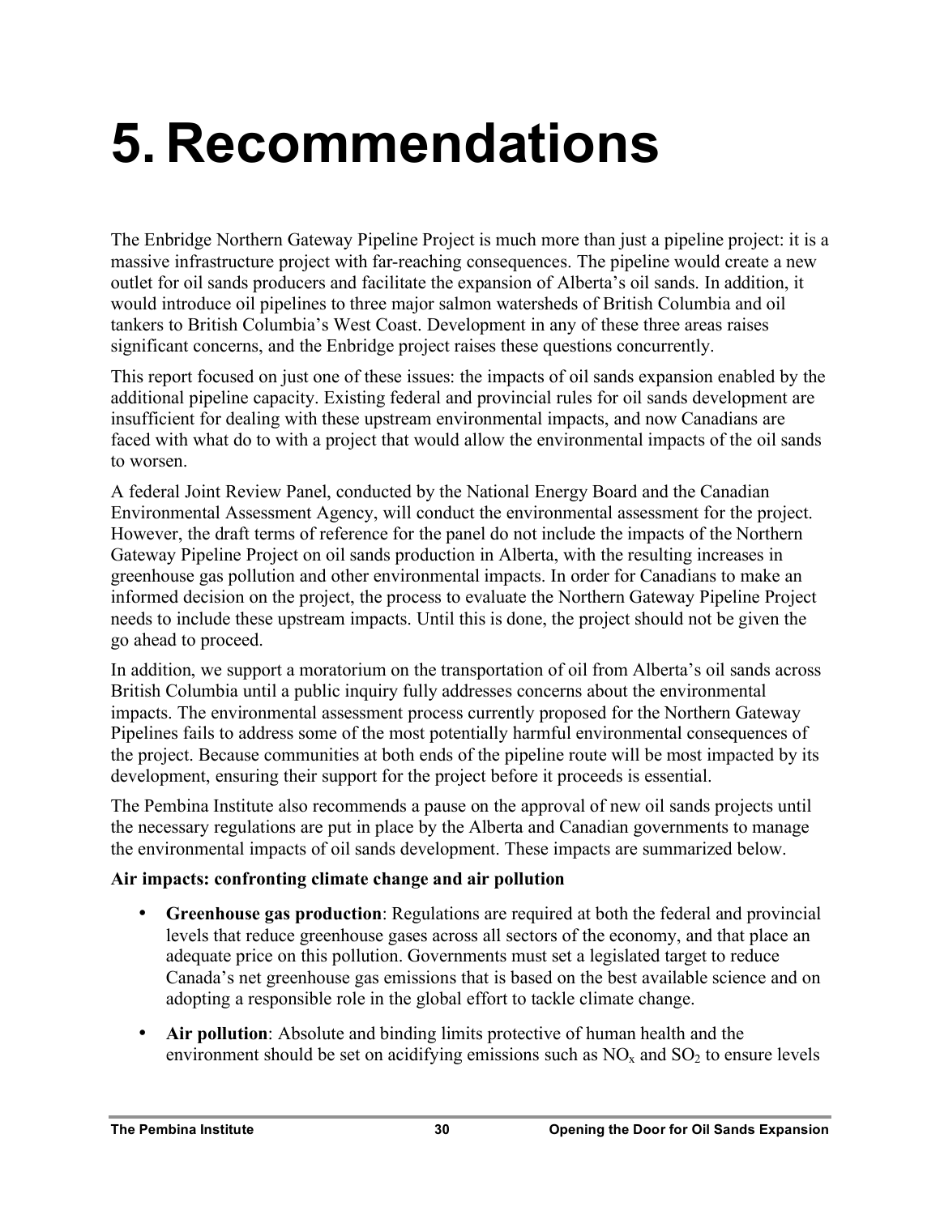# 5. Recommendations

The Enbridge Northern Gateway Pipeline Project is much more than just a pipeline project: it is a massive infrastructure project with far-reaching consequences. The pipeline would create a new outlet for oil sands producers and facilitate the expansion of Alberta's oil sands. In addition, it would introduce oil pipelines to three major salmon watersheds of British Columbia and oil tankers to British Columbia's West Coast. Development in any of these three areas raises significant concerns, and the Enbridge project raises these questions concurrently.

This report focused on just one of these issues: the impacts of oil sands expansion enabled by the additional pipeline capacity. Existing federal and provincial rules for oil sands development are insufficient for dealing with these upstream environmental impacts, and now Canadians are faced with what do to with a project that would allow the environmental impacts of the oil sands to worsen.

A federal Joint Review Panel, conducted by the National Energy Board and the Canadian Environmental Assessment Agency, will conduct the environmental assessment for the project. However, the draft terms of reference for the panel do not include the impacts of the Northern Gateway Pipeline Project on oil sands production in Alberta, with the resulting increases in greenhouse gas pollution and other environmental impacts. In order for Canadians to make an informed decision on the project, the process to evaluate the Northern Gateway Pipeline Project needs to include these upstream impacts. Until this is done, the project should not be given the go ahead to proceed.

In addition, we support a moratorium on the transportation of oil from Alberta's oil sands across British Columbia until a public inquiry fully addresses concerns about the environmental impacts. The environmental assessment process currently proposed for the Northern Gateway Pipelines fails to address some of the most potentially harmful environmental consequences of the project. Because communities at both ends of the pipeline route will be most impacted by its development, ensuring their support for the project before it proceeds is essential.

The Pembina Institute also recommends a pause on the approval of new oil sands projects until the necessary regulations are put in place by the Alberta and Canadian governments to manage the environmental impacts of oil sands development. These impacts are summarized below.

**Air impacts: confronting climate change and air pollution**

- **Greenhouse gas production**: Regulations are required at both the federal and provincial levels that reduce greenhouse gases across all sectors of the economy, and that place an adequate price on this pollution. Governments must set a legislated target to reduce Canada's net greenhouse gas emissions that is based on the best available science and on adopting a responsible role in the global effort to tackle climate change.
- **Air pollution**: Absolute and binding limits protective of human health and the environment should be set on acidifying emissions such as $NO_x$ and $SO_2$ to ensure levels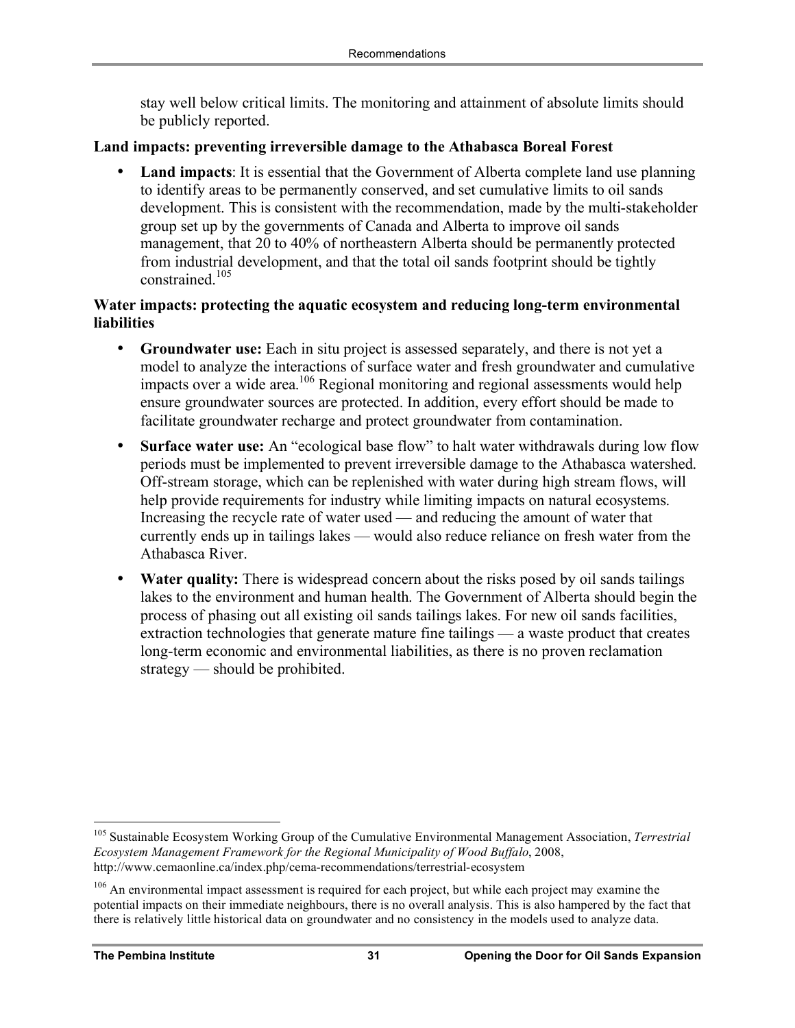stay well below critical limits. The monitoring and attainment of absolute limits should be publicly reported.

**Land impacts: preventing irreversible damage to the Athabasca Boreal Forest**

- **Land impacts**: It is essential that the Government of Alberta complete land use planning to identify areas to be permanently conserved, and set cumulative limits to oil sands development. This is consistent with the recommendation, made by the multi-stakeholder group set up by the governments of Canada and Alberta to improve oil sands management, that 20 to 40% of northeastern Alberta should be permanently protected from industrial development, and that the total oil sands footprint should be tightly constrained.[105]

**Water impacts: protecting the aquatic ecosystem and reducing long-term environmental liabilities**

- **Groundwater use:** Each in situ project is assessed separately, and there is not yet a model to analyze the interactions of surface water and fresh groundwater and cumulative impacts over a wide area.[106] Regional monitoring and regional assessments would help ensure groundwater sources are protected. In addition, every effort should be made to facilitate groundwater recharge and protect groundwater from contamination.
- **Surface water use:** An "ecological base flow" to halt water withdrawals during low flow periods must be implemented to prevent irreversible damage to the Athabasca watershed. Off-stream storage, which can be replenished with water during high stream flows, will help provide requirements for industry while limiting impacts on natural ecosystems. Increasing the recycle rate of water used — and reducing the amount of water that currently ends up in tailings lakes — would also reduce reliance on fresh water from the Athabasca River.
- **Water quality:** There is widespread concern about the risks posed by oil sands tailings lakes to the environment and human health. The Government of Alberta should begin the process of phasing out all existing oil sands tailings lakes. For new oil sands facilities, extraction technologies that generate mature fine tailings — a waste product that creates long-term economic and environmental liabilities, as there is no proven reclamation strategy — should be prohibited.

[105] Sustainable Ecosystem Working Group of the Cumulative Environmental Management Association, *Terrestrial Ecosystem Management Framework for the Regional Municipality of Wood Buffalo*, 2008, http://www.cemaonline.ca/index.php/cema-recommendations/terrestrial-ecosystem

[106] An environmental impact assessment is required for each project, but while each project may examine the potential impacts on their immediate neighbours, there is no overall analysis. This is also hampered by the fact that there is relatively little historical data on groundwater and no consistency in the models used to analyze data.